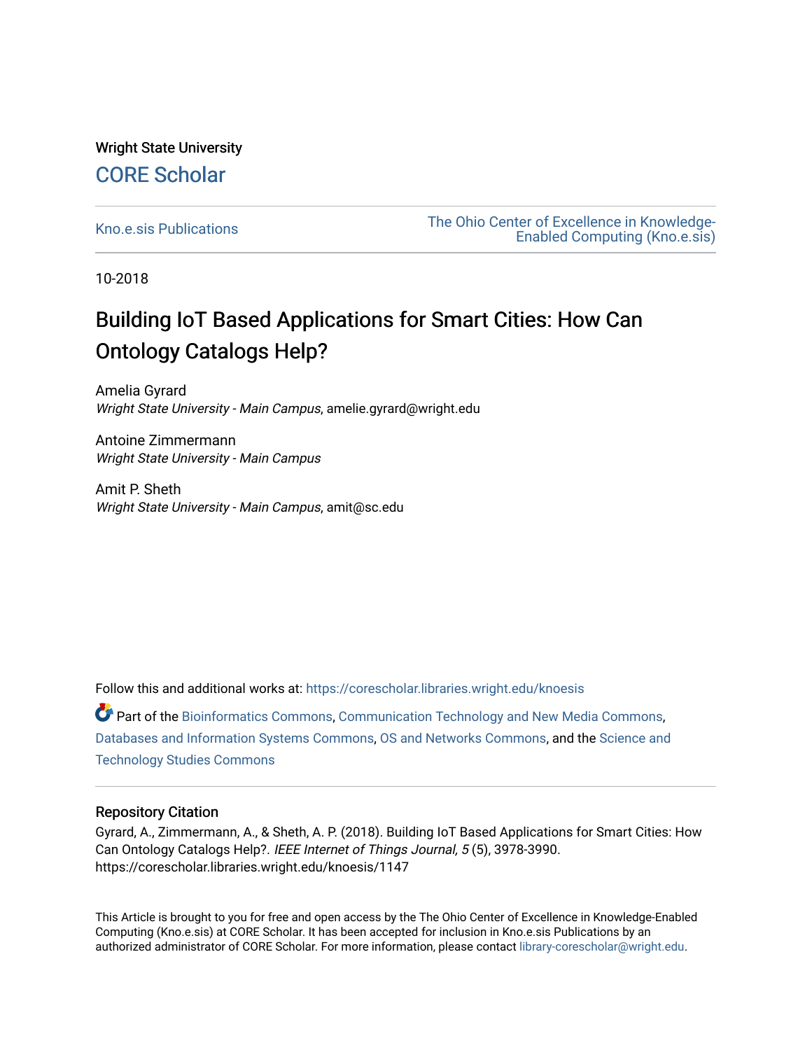Wright State University

CORE Scholar

Kno.e.sis Publications

The Ohio Center of Excellence in Knowledge-Enabled Computing (Kno.e.sis)

10-2018

# Building IoT Based Applications for Smart Cities: How Can Ontology Catalogs Help?

Amelia Gyrard
*Wright State University - Main Campus*, amelie.gyrard@wright.edu

Antoine Zimmermann
*Wright State University - Main Campus*

Amit P. Sheth
*Wright State University - Main Campus*, amit@sc.edu

Follow this and additional works at: https://corescholar.libraries.wright.edu/knoesis

Part of the Bioinformatics Commons, Communication Technology and New Media Commons, Databases and Information Systems Commons, OS and Networks Commons, and the Science and Technology Studies Commons

## Repository Citation

Gyrard, A., Zimmermann, A., & Sheth, A. P. (2018). Building IoT Based Applications for Smart Cities: How Can Ontology Catalogs Help?. *IEEE Internet of Things Journal, 5* (5), 3978-3990.
https://corescholar.libraries.wright.edu/knoesis/1147

This Article is brought to you for free and open access by the The Ohio Center of Excellence in Knowledge-Enabled Computing (Kno.e.sis) at CORE Scholar. It has been accepted for inclusion in Kno.e.sis Publications by an authorized administrator of CORE Scholar. For more information, please contact library-corescholar@wright.edu.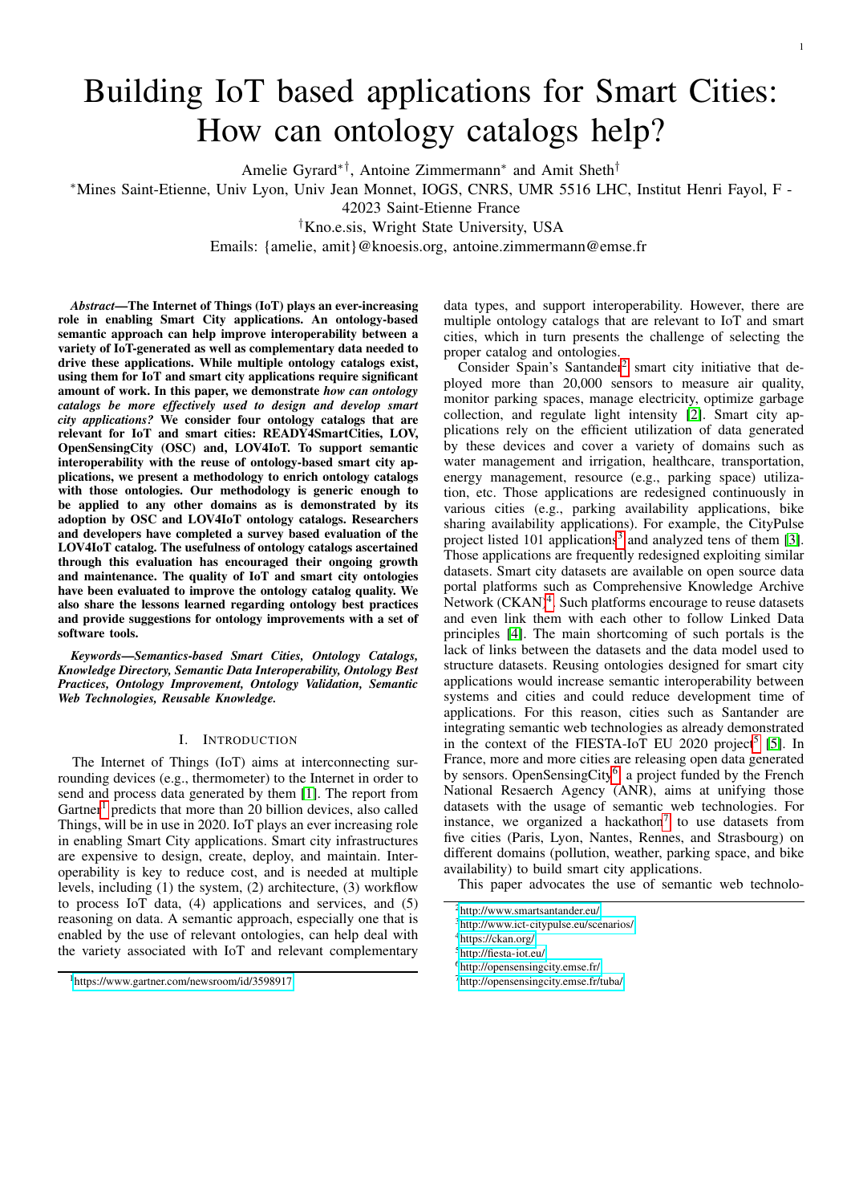# Building IoT based applications for Smart Cities: How can ontology catalogs help?

Amelie Gyrard[*†], Antoine Zimmermann[*] and Amit Sheth[†]

[*]Mines Saint-Etienne, Univ Lyon, Univ Jean Monnet, IOGS, CNRS, UMR 5516 LHC, Institut Henri Fayol, F - 42023 Saint-Etienne France

[†]Kno.e.sis, Wright State University, USA

Emails: {amelie, amit}@knoesis.org, antoine.zimmermann@emse.fr

***Abstract*—The Internet of Things (IoT) plays an ever-increasing role in enabling Smart City applications. An ontology-based semantic approach can help improve interoperability between a variety of IoT-generated as well as complementary data needed to drive these applications. While multiple ontology catalogs exist, using them for IoT and smart city applications require significant amount of work. In this paper, we demonstrate *how can ontology catalogs be more effectively used to design and develop smart city applications?* We consider four ontology catalogs that are relevant for IoT and smart cities: READY4SmartCities, LOV, OpenSensingCity (OSC) and, LOV4IoT. To support semantic interoperability with the reuse of ontology-based smart city applications, we present a methodology to enrich ontology catalogs with those ontologies. Our methodology is generic enough to be applied to any other domains as is demonstrated by its adoption by OSC and LOV4IoT ontology catalogs. Researchers and developers have completed a survey based evaluation of the LOV4IoT catalog. The usefulness of ontology catalogs ascertained through this evaluation has encouraged their ongoing growth and maintenance. The quality of IoT and smart city ontologies have been evaluated to improve the ontology catalog quality. We also share the lessons learned regarding ontology best practices and provide suggestions for ontology improvements with a set of software tools.**

***Keywords*—Semantics-based Smart Cities, Ontology Catalogs, Knowledge Directory, Semantic Data Interoperability, Ontology Best Practices, Ontology Improvement, Ontology Validation, Semantic Web Technologies, Reusable Knowledge.**

## I. Introduction

The Internet of Things (IoT) aims at interconnecting surrounding devices (e.g., thermometer) to the Internet in order to send and process data generated by them [1]. The report from Gartner[1] predicts that more than 20 billion devices, also called Things, will be in use in 2020. IoT plays an ever increasing role in enabling Smart City applications. Smart city infrastructures are expensive to design, create, deploy, and maintain. Interoperability is key to reduce cost, and is needed at multiple levels, including (1) the system, (2) architecture, (3) workflow to process IoT data, (4) applications and services, and (5) reasoning on data. A semantic approach, especially one that is enabled by the use of relevant ontologies, can help deal with the variety associated with IoT and relevant complementary data types, and support interoperability. However, there are multiple ontology catalogs that are relevant to IoT and smart cities, which in turn presents the challenge of selecting the proper catalog and ontologies.

Consider Spain's Santander[2] smart city initiative that deployed more than 20,000 sensors to measure air quality, monitor parking spaces, manage electricity, optimize garbage collection, and regulate light intensity [2]. Smart city applications rely on the efficient utilization of data generated by these devices and cover a variety of domains such as water management and irrigation, healthcare, transportation, energy management, resource (e.g., parking space) utilization, etc. Those applications are redesigned continuously in various cities (e.g., parking availability applications, bike sharing availability applications). For example, the CityPulse project listed 101 applications[3] and analyzed tens of them [3]. Those applications are frequently redesigned exploiting similar datasets. Smart city datasets are available on open source data portal platforms such as Comprehensive Knowledge Archive Network (CKAN)[4]. Such platforms encourage to reuse datasets and even link them with each other to follow Linked Data principles [4]. The main shortcoming of such portals is the lack of links between the datasets and the data model used to structure datasets. Reusing ontologies designed for smart city applications would increase semantic interoperability between systems and cities and could reduce development time of applications. For this reason, cities such as Santander are integrating semantic web technologies as already demonstrated in the context of the FIESTA-IoT EU 2020 project[5] [5]. In France, more and more cities are releasing open data generated by sensors. OpenSensingCity[6], a project funded by the French National Reseaerch Agency (ANR), aims at unifying those datasets with the usage of semantic web technologies. For instance, we organized a hackathon[7] to use datasets from five cities (Paris, Lyon, Nantes, Rennes, and Strasbourg) on different domains (pollution, weather, parking space, and bike availability) to build smart city applications.

This paper advocates the use of semantic web technolo-

---

[1] https://www.gartner.com/newsroom/id/3598917

[2] http://www.smartsantander.eu/

[3] http://www.ict-citypulse.eu/scenarios/

[4] https://ckan.org/

[5] http://fiesta-iot.eu/

[6] http://opensensingcity.emse.fr/

[7] http://opensensingcity.emse.fr/tuba/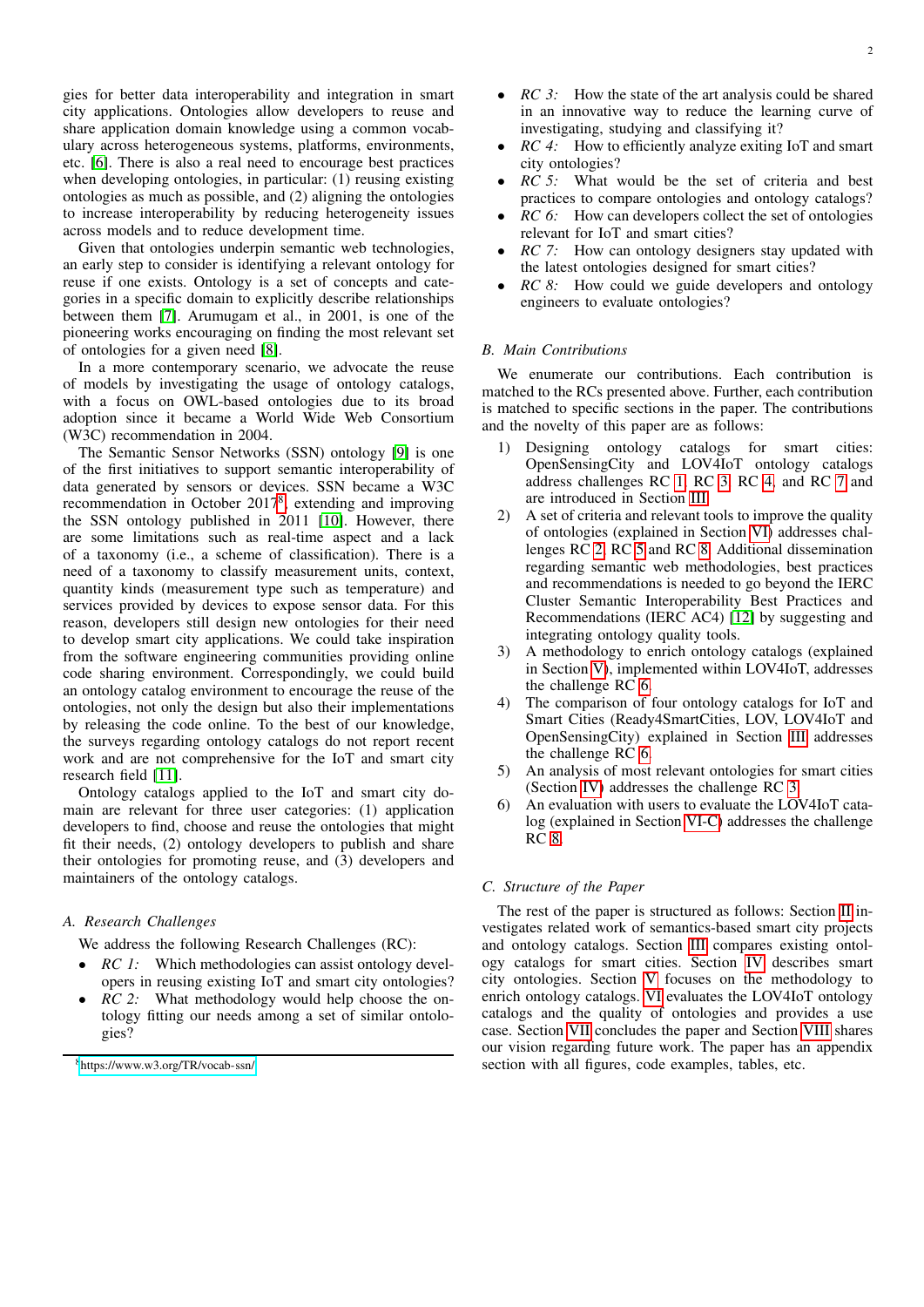gies for better data interoperability and integration in smart city applications. Ontologies allow developers to reuse and share application domain knowledge using a common vocabulary across heterogeneous systems, platforms, environments, etc. [6]. There is also a real need to encourage best practices when developing ontologies, in particular: (1) reusing existing ontologies as much as possible, and (2) aligning the ontologies to increase interoperability by reducing heterogeneity issues across models and to reduce development time.

Given that ontologies underpin semantic web technologies, an early step to consider is identifying a relevant ontology for reuse if one exists. Ontology is a set of concepts and categories in a specific domain to explicitly describe relationships between them [7]. Arumugam et al., in 2001, is one of the pioneering works encouraging on finding the most relevant set of ontologies for a given need [8].

In a more contemporary scenario, we advocate the reuse of models by investigating the usage of ontology catalogs, with a focus on OWL-based ontologies due to its broad adoption since it became a World Wide Web Consortium (W3C) recommendation in 2004.

The Semantic Sensor Networks (SSN) ontology [9] is one of the first initiatives to support semantic interoperability of data generated by sensors or devices. SSN became a W3C recommendation in October 2017[8], extending and improving the SSN ontology published in 2011 [10]. However, there are some limitations such as real-time aspect and a lack of a taxonomy (i.e., a scheme of classification). There is a need of a taxonomy to classify measurement units, context, quantity kinds (measurement type such as temperature) and services provided by devices to expose sensor data. For this reason, developers still design new ontologies for their need to develop smart city applications. We could take inspiration from the software engineering communities providing online code sharing environment. Correspondingly, we could build an ontology catalog environment to encourage the reuse of the ontologies, not only the design but also their implementations by releasing the code online. To the best of our knowledge, the surveys regarding ontology catalogs do not report recent work and are not comprehensive for the IoT and smart city research field [11].

Ontology catalogs applied to the IoT and smart city domain are relevant for three user categories: (1) application developers to find, choose and reuse the ontologies that might fit their needs, (2) ontology developers to publish and share their ontologies for promoting reuse, and (3) developers and maintainers of the ontology catalogs.

### A. Research Challenges

We address the following Research Challenges (RC):

- *RC 1:* Which methodologies can assist ontology developers in reusing existing IoT and smart city ontologies?
- *RC 2:* What methodology would help choose the ontology fitting our needs among a set of similar ontologies?
- *RC 3:* How the state of the art analysis could be shared in an innovative way to reduce the learning curve of investigating, studying and classifying it?
- *RC 4:* How to efficiently analyze exiting IoT and smart city ontologies?
- *RC 5:* What would be the set of criteria and best practices to compare ontologies and ontology catalogs?
- *RC 6:* How can developers collect the set of ontologies relevant for IoT and smart cities?
- *RC 7:* How can ontology designers stay updated with the latest ontologies designed for smart cities?
- *RC 8:* How could we guide developers and ontology engineers to evaluate ontologies?

### B. Main Contributions

We enumerate our contributions. Each contribution is matched to the RCs presented above. Further, each contribution is matched to specific sections in the paper. The contributions and the novelty of this paper are as follows:

1) Designing ontology catalogs for smart cities: OpenSensingCity and LOV4IoT ontology catalogs address challenges RC 1, RC 3, RC 4, and RC 7 and are introduced in Section III.
2) A set of criteria and relevant tools to improve the quality of ontologies (explained in Section VI) addresses challenges RC 2, RC 5 and RC 8. Additional dissemination regarding semantic web methodologies, best practices and recommendations is needed to go beyond the IERC Cluster Semantic Interoperability Best Practices and Recommendations (IERC AC4) [12] by suggesting and integrating ontology quality tools.
3) A methodology to enrich ontology catalogs (explained in Section V), implemented within LOV4IoT, addresses the challenge RC 6.
4) The comparison of four ontology catalogs for IoT and Smart Cities (Ready4SmartCities, LOV, LOV4IoT and OpenSensingCity) explained in Section III addresses the challenge RC 6.
5) An analysis of most relevant ontologies for smart cities (Section IV) addresses the challenge RC 3.
6) An evaluation with users to evaluate the LOV4IoT catalog (explained in Section VI-C) addresses the challenge RC 8.

### C. Structure of the Paper

The rest of the paper is structured as follows: Section II investigates related work of semantics-based smart city projects and ontology catalogs. Section III compares existing ontology catalogs for smart cities. Section IV describes smart city ontologies. Section V focuses on the methodology to enrich ontology catalogs. VI evaluates the LOV4IoT ontology catalogs and the quality of ontologies and provides a use case. Section VII concludes the paper and Section VIII shares our vision regarding future work. The paper has an appendix section with all figures, code examples, tables, etc.

[8] https://www.w3.org/TR/vocab-ssn/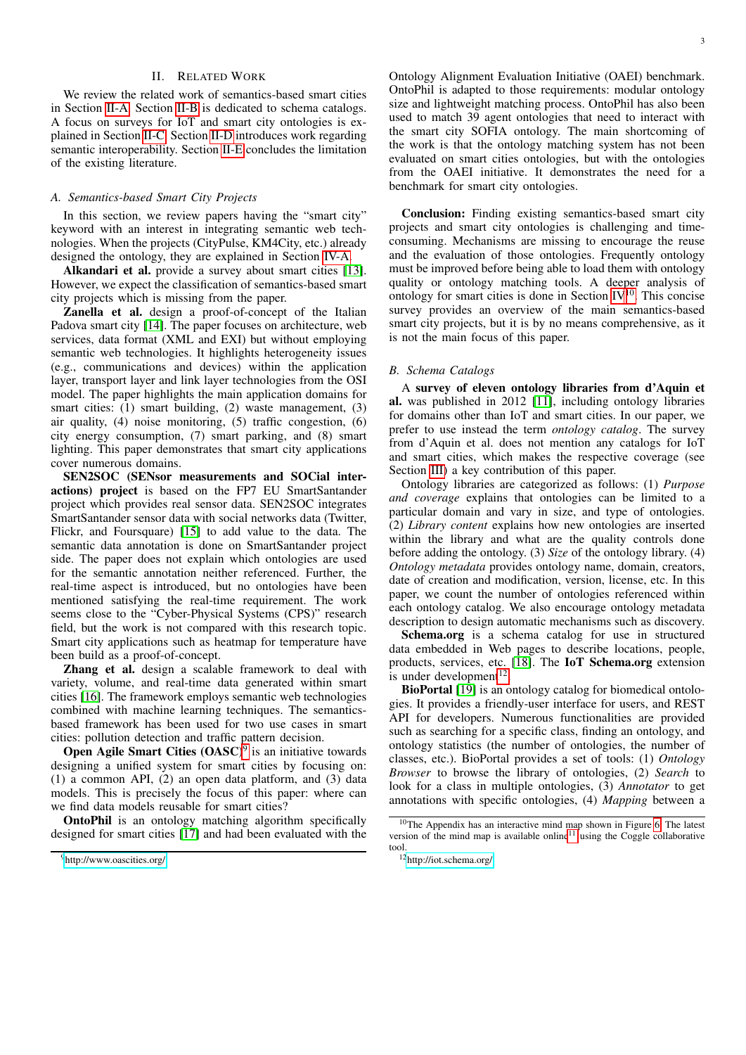## II. Related Work

We review the related work of semantics-based smart cities in Section II-A. Section II-B is dedicated to schema catalogs. A focus on surveys for IoT and smart city ontologies is explained in Section II-C. Section II-D introduces work regarding semantic interoperability. Section II-E concludes the limitation of the existing literature.

### A. Semantics-based Smart City Projects

In this section, we review papers having the "smart city" keyword with an interest in integrating semantic web technologies. When the projects (CityPulse, KM4City, etc.) already designed the ontology, they are explained in Section IV-A.

**Alkandari et al.** provide a survey about smart cities [13]. However, we expect the classification of semantics-based smart city projects which is missing from the paper.

**Zanella et al.** design a proof-of-concept of the Italian Padova smart city [14]. The paper focuses on architecture, web services, data format (XML and EXI) but without employing semantic web technologies. It highlights heterogeneity issues (e.g., communications and devices) within the application layer, transport layer and link layer technologies from the OSI model. The paper highlights the main application domains for smart cities: (1) smart building, (2) waste management, (3) air quality, (4) noise monitoring, (5) traffic congestion, (6) city energy consumption, (7) smart parking, and (8) smart lighting. This paper demonstrates that smart city applications cover numerous domains.

**SEN2SOC (SENsor measurements and SOCial interactions) project** is based on the FP7 EU SmartSantander project which provides real sensor data. SEN2SOC integrates SmartSantander sensor data with social networks data (Twitter, Flickr, and Foursquare) [15] to add value to the data. The semantic data annotation is done on SmartSantander project side. The paper does not explain which ontologies are used for the semantic annotation neither referenced. Further, the real-time aspect is introduced, but no ontologies have been mentioned satisfying the real-time requirement. The work seems close to the "Cyber-Physical Systems (CPS)" research field, but the work is not compared with this research topic. Smart city applications such as heatmap for temperature have been build as a proof-of-concept.

**Zhang et al.** design a scalable framework to deal with variety, volume, and real-time data generated within smart cities [16]. The framework employs semantic web technologies combined with machine learning techniques. The semantics-based framework has been used for two use cases in smart cities: pollution detection and traffic pattern decision.

**Open Agile Smart Cities (OASC)**[9] is an initiative towards designing a unified system for smart cities by focusing on: (1) a common API, (2) an open data platform, and (3) data models. This is precisely the focus of this paper: where can we find data models reusable for smart cities?

**OntoPhil** is an ontology matching algorithm specifically designed for smart cities [17] and had been evaluated with the Ontology Alignment Evaluation Initiative (OAEI) benchmark. OntoPhil is adapted to those requirements: modular ontology size and lightweight matching process. OntoPhil has also been used to match 39 agent ontologies that need to interact with the smart city SOFIA ontology. The main shortcoming of the work is that the ontology matching system has not been evaluated on smart cities ontologies, but with the ontologies from the OAEI initiative. It demonstrates the need for a benchmark for smart city ontologies.

**Conclusion:** Finding existing semantics-based smart city projects and smart city ontologies is challenging and time-consuming. Mechanisms are missing to encourage the reuse and the evaluation of those ontologies. Frequently ontology must be improved before being able to load them with ontology quality or ontology matching tools. A deeper analysis of ontology for smart cities is done in Section IV[10]. This concise survey provides an overview of the main semantics-based smart city projects, but it is by no means comprehensive, as it is not the main focus of this paper.

### B. Schema Catalogs

A **survey of eleven ontology libraries from d'Aquin et al.** was published in 2012 [11], including ontology libraries for domains other than IoT and smart cities. In our paper, we prefer to use instead the term *ontology catalog*. The survey from d'Aquin et al. does not mention any catalogs for IoT and smart cities, which makes the respective coverage (see Section III) a key contribution of this paper.

Ontology libraries are categorized as follows: (1) *Purpose and coverage* explains that ontology catalogs can be limited to a particular domain and vary in size, and type of ontologies. (2) *Library content* explains how new ontologies are inserted within the library and what are the quality controls done before adding the ontology. (3) *Size* of the ontology library. (4) *Ontology metadata* provides ontology name, domain, creators, date of creation and modification, version, license, etc. In this paper, we count the number of ontologies referenced within each ontology catalog. We also encourage ontology metadata description to design automatic mechanisms such as discovery.

**Schema.org** is a schema catalog for use in structured data embedded in Web pages to describe locations, people, products, services, etc. [18]. The **IoT Schema.org** extension is under development[12].

**BioPortal** [19] is an ontology catalog for biomedical ontologies. It provides a friendly-user interface for users, and REST API for developers. Numerous functionalities are provided such as searching for a specific class, finding an ontology, and ontology statistics (the number of ontologies, the number of classes, etc.). BioPortal provides a set of tools: (1) *Ontology Browser* to browse the library of ontologies, (2) *Search* to look for a class in multiple ontologies, (3) *Annotator* to get annotations with specific ontologies, (4) *Mapping* between a

[9] http://www.oascities.org/

[10] The Appendix has an interactive mind map shown in Figure 6. The latest version of the mind map is available online[11] using the Coggle collaborative tool.

[12] http://iot.schema.org/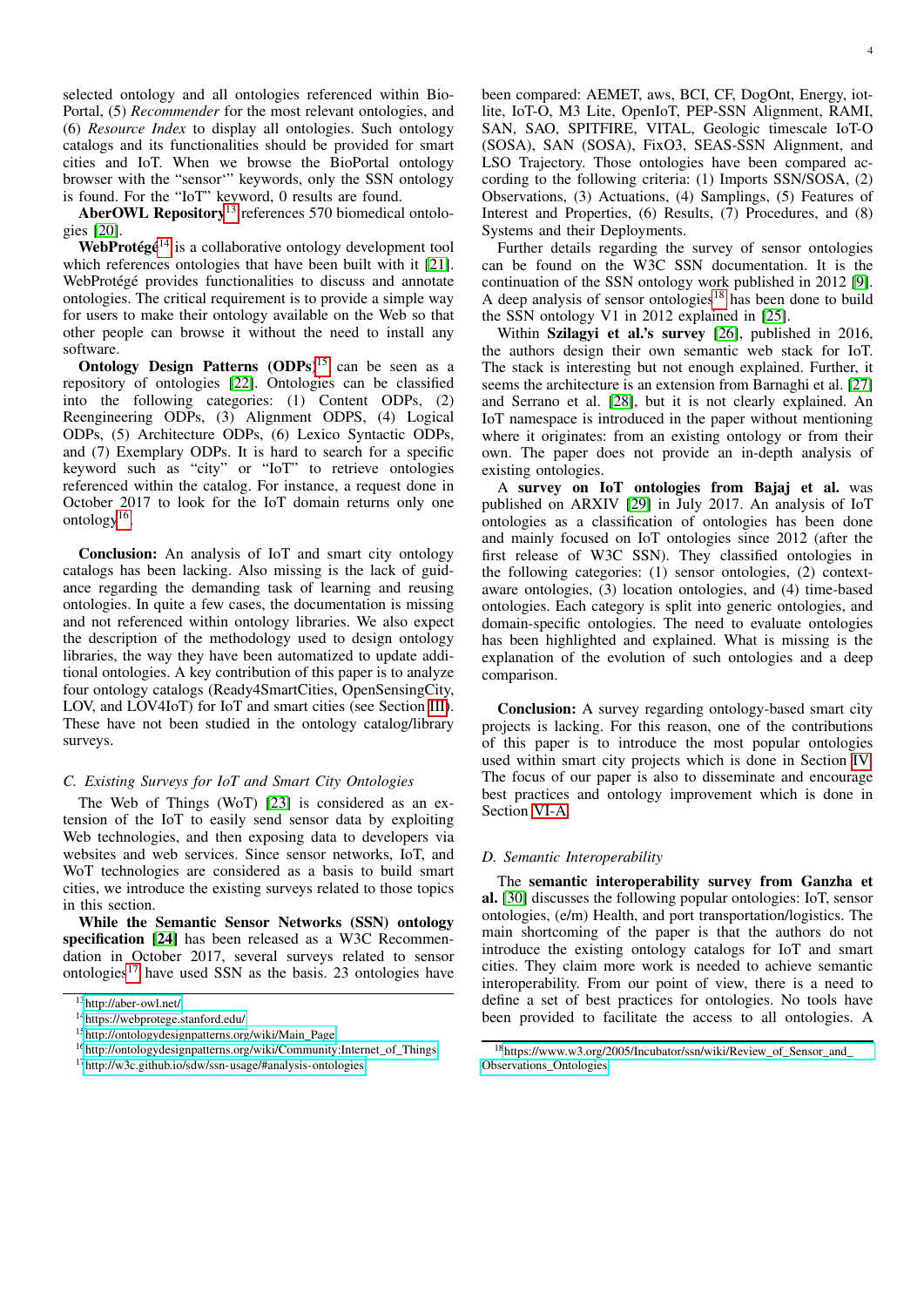selected ontology and all ontologies referenced within BioPortal, (5) *Recommender* for the most relevant ontologies, and (6) *Resource Index* to display all ontologies. Such ontology catalogs and its functionalities should be provided for smart cities and IoT. When we browse the BioPortal ontology browser with the "sensor‘" keywords, only the SSN ontology is found. For the "IoT" keyword, 0 results are found.

**AberOWL Repository**[13] references 570 biomedical ontologies [20].

**WebProtégé**[14] is a collaborative ontology development tool which references ontologies that have been built with it [21]. WebProtégé provides functionalities to discuss and annotate ontologies. The critical requirement is to provide a simple way for users to make their ontology available on the Web so that other people can browse it without the need to install any software.

**Ontology Design Patterns (ODPs)**[15] can be seen as a repository of ontologies [22]. Ontologies can be classified into the following categories: (1) Content ODPs, (2) Reengineering ODPs, (3) Alignment ODPS, (4) Logical ODPs, (5) Architecture ODPs, (6) Lexico Syntactic ODPs, and (7) Exemplary ODPs. It is hard to search for a specific keyword such as "city" or "IoT" to retrieve ontologies referenced within the catalog. For instance, a request done in October 2017 to look for the IoT domain returns only one ontology[16].

**Conclusion:** An analysis of IoT and smart city ontology catalogs has been lacking. Also missing is the lack of guidance regarding the demanding task of learning and reusing ontologies. In quite a few cases, the documentation is missing and not referenced within ontology libraries. We also expect the description of the methodology used to design ontology libraries, the way they have been automatized to update additional ontologies. A key contribution of this paper is to analyze four ontology catalogs (Ready4SmartCities, OpenSensingCity, LOV, and LOV4IoT) for IoT and smart cities (see Section III). These have not been studied in the ontology catalog/library surveys.

### *C. Existing Surveys for IoT and Smart City Ontologies*

The Web of Things (WoT) [23] is considered as an extension of the IoT to easily send sensor data by exploiting Web technologies, and then exposing data to developers via websites and web services. Since sensor networks, IoT, and WoT technologies are considered as a basis to build smart cities, we introduce the existing surveys related to those topics in this section.

**While the Semantic Sensor Networks (SSN) ontology specification [24]** has been released as a W3C Recommendation in October 2017, several surveys related to sensor ontologies[17] have used SSN as the basis. 23 ontologies have been compared: AEMET, aws, BCI, CF, DogOnt, Energy, iot-lite, IoT-O, M3 Lite, OpenIoT, PEP-SSN Alignment, RAMI, SAN, SAO, SPITFIRE, VITAL, Geologic timescale IoT-O (SOSA), SAN (SOSA), FixO3, SEAS-SSN Alignment, and LSO Trajectory. Those ontologies have been compared according to the following criteria: (1) Imports SSN/SOSA, (2) Observations, (3) Actuations, (4) Samplings, (5) Features of Interest and Properties, (6) Results, (7) Procedures, and (8) Systems and their Deployments.

Further details regarding the survey of sensor ontologies can be found on the W3C SSN documentation. It is the continuation of the SSN ontology work published in 2012 [9]. A deep analysis of sensor ontologies[18] has been done to build the SSN ontology V1 in 2012 explained in [25].

Within **Szilagyi et al.'s survey** [26], published in 2016, the authors design their own semantic web stack for IoT. The stack is interesting but not enough explained. Further, it seems the architecture is an extension from Barnaghi et al. [27] and Serrano et al. [28], but it is not clearly explained. An IoT namespace is introduced in the paper without mentioning where it originates: from an existing ontology or from their own. The paper does not provide an in-depth analysis of existing ontologies.

A **survey on IoT ontologies from Bajaj et al.** was published on ARXIV [29] in July 2017. An analysis of IoT ontologies as a classification of ontologies has been done and mainly focused on IoT ontologies since 2012 (after the first release of W3C SSN). They classified ontologies in the following categories: (1) sensor ontologies, (2) context-aware ontologies, (3) location ontologies, and (4) time-based ontologies. Each category is split into generic ontologies, and domain-specific ontologies. The need to evaluate ontologies has been highlighted and explained. What is missing is the explanation of the evolution of such ontologies and a deep comparison.

**Conclusion:** A survey regarding ontology-based smart city projects is lacking. For this reason, one of the contributions of this paper is to introduce the most popular ontologies used within smart city projects which is done in Section IV. The focus of our paper is also to disseminate and encourage best practices and ontology improvement which is done in Section VI-A.

### *D. Semantic Interoperability*

The **semantic interoperability survey from Ganzha et al.** [30] discusses the following popular ontologies: IoT, sensor ontologies, (e/m) Health, and port transportation/logistics. The main shortcoming of the paper is that the authors do not introduce the existing ontology catalogs for IoT and smart cities. They claim more work is needed to achieve semantic interoperability. From our point of view, there is a need to define a set of best practices for ontologies. No tools have been provided to facilitate the access to all ontologies. A

[13] http://aber-owl.net/
[14] https://webprotege.stanford.edu/
[15] http://ontologydesignpatterns.org/wiki/Main_Page
[16] http://ontologydesignpatterns.org/wiki/Community:Internet_of_Things
[17] http://w3c.github.io/sdw/ssn-usage/#analysis-ontologies
[18] https://www.w3.org/2005/Incubator/ssn/wiki/Review_of_Sensor_and_Observations_Ontologies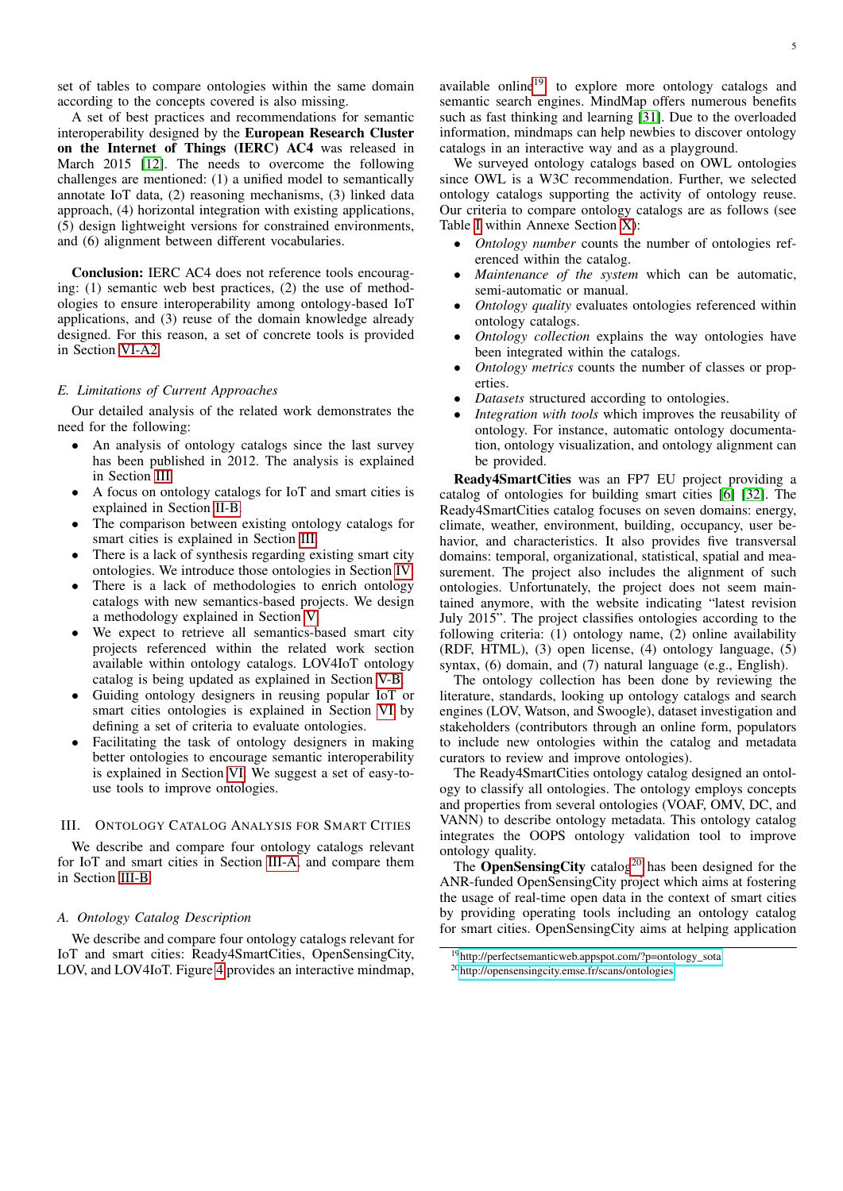set of tables to compare ontologies within the same domain according to the concepts covered is also missing.

A set of best practices and recommendations for semantic interoperability designed by the **European Research Cluster on the Internet of Things (IERC) AC4** was released in March 2015 [12]. The needs to overcome the following challenges are mentioned: (1) a unified model to semantically annotate IoT data, (2) reasoning mechanisms, (3) linked data approach, (4) horizontal integration with existing applications, (5) design lightweight versions for constrained environments, and (6) alignment between different vocabularies.

**Conclusion:** IERC AC4 does not reference tools encouraging: (1) semantic web best practices, (2) the use of methodologies to ensure interoperability among ontology-based IoT applications, and (3) reuse of the domain knowledge already designed. For this reason, a set of concrete tools is provided in Section VI-A2.

### E. Limitations of Current Approaches

Our detailed analysis of the related work demonstrates the need for the following:

- An analysis of ontology catalogs since the last survey has been published in 2012. The analysis is explained in Section III.
- A focus on ontology catalogs for IoT and smart cities is explained in Section II-B.
- The comparison between existing ontology catalogs for smart cities is explained in Section III.
- There is a lack of synthesis regarding existing smart city ontologies. We introduce those ontologies in Section IV.
- There is a lack of methodologies to enrich ontology catalogs with new semantics-based projects. We design a methodology explained in Section V.
- We expect to retrieve all semantics-based smart city projects referenced within the related work section available within ontology catalogs. LOV4IoT ontology catalog is being updated as explained in Section V-B.
- Guiding ontology designers in reusing popular IoT or smart cities ontologies is explained in Section VI by defining a set of criteria to evaluate ontologies.
- Facilitating the task of ontology designers in making better ontologies to encourage semantic interoperability is explained in Section VI. We suggest a set of easy-to-use tools to improve ontologies.

## III. Ontology Catalog Analysis for Smart Cities

We describe and compare four ontology catalogs relevant for IoT and smart cities in Section III-A, and compare them in Section III-B.

### A. Ontology Catalog Description

We describe and compare four ontology catalogs relevant for IoT and smart cities: Ready4SmartCities, OpenSensingCity, LOV, and LOV4IoT. Figure 4 provides an interactive mindmap, available online[19], to explore more ontology catalogs and semantic search engines. MindMap offers numerous benefits such as fast thinking and learning [31]. Due to the overloaded information, mindmaps can help newbies to discover ontology catalogs in an interactive way and as a playground.

We surveyed ontology catalogs based on OWL ontologies since OWL is a W3C recommendation. Further, we selected ontology catalogs supporting the activity of ontology reuse. Our criteria to compare ontology catalogs are as follows (see Table I within Annexe Section X):

- *Ontology number* counts the number of ontologies referenced within the catalog.
- *Maintenance of the system* which can be automatic, semi-automatic or manual.
- *Ontology quality* evaluates ontologies referenced within ontology catalogs.
- *Ontology collection* explains the way ontologies have been integrated within the catalogs.
- *Ontology metrics* counts the number of classes or properties.
- *Datasets* structured according to ontologies.
- *Integration with tools* which improves the reusability of ontology. For instance, automatic ontology documentation, ontology visualization, and ontology alignment can be provided.

**Ready4SmartCities** was an FP7 EU project providing a catalog of ontologies for building smart cities [6] [32]. The Ready4SmartCities catalog focuses on seven domains: energy, climate, weather, environment, building, occupancy, user behavior, and characteristics. It also provides five transversal domains: temporal, organizational, statistical, spatial and measurement. The project also includes the alignment of such ontologies. Unfortunately, the project does not seem maintained anymore, with the website indicating "latest revision July 2015". The project classifies ontologies according to the following criteria: (1) ontology name, (2) online availability (RDF, HTML), (3) open license, (4) ontology language, (5) syntax, (6) domain, and (7) natural language (e.g., English).

The ontology collection has been done by reviewing the literature, standards, looking up ontology catalogs and search engines (LOV, Watson, and Swoogle), dataset investigation and stakeholders (contributors through an online form, populators to include new ontologies within the catalog and metadata curators to review and improve ontologies).

The Ready4SmartCities ontology catalog designed an ontology to classify all ontologies. The ontology employs concepts and properties from several ontologies (VOAF, OMV, DC, and VANN) to describe ontology metadata. This ontology catalog integrates the OOPS ontology validation tool to improve ontology quality.

The **OpenSensingCity** catalog[20] has been designed for the ANR-funded OpenSensingCity project which aims at fostering the usage of real-time open data in the context of smart cities by providing operating tools including an ontology catalog for smart cities. OpenSensingCity aims at helping application

[19] http://perfectsemanticweb.appspot.com/?p=ontology_sota

[20] http://opensensingcity.emse.fr/scans/ontologies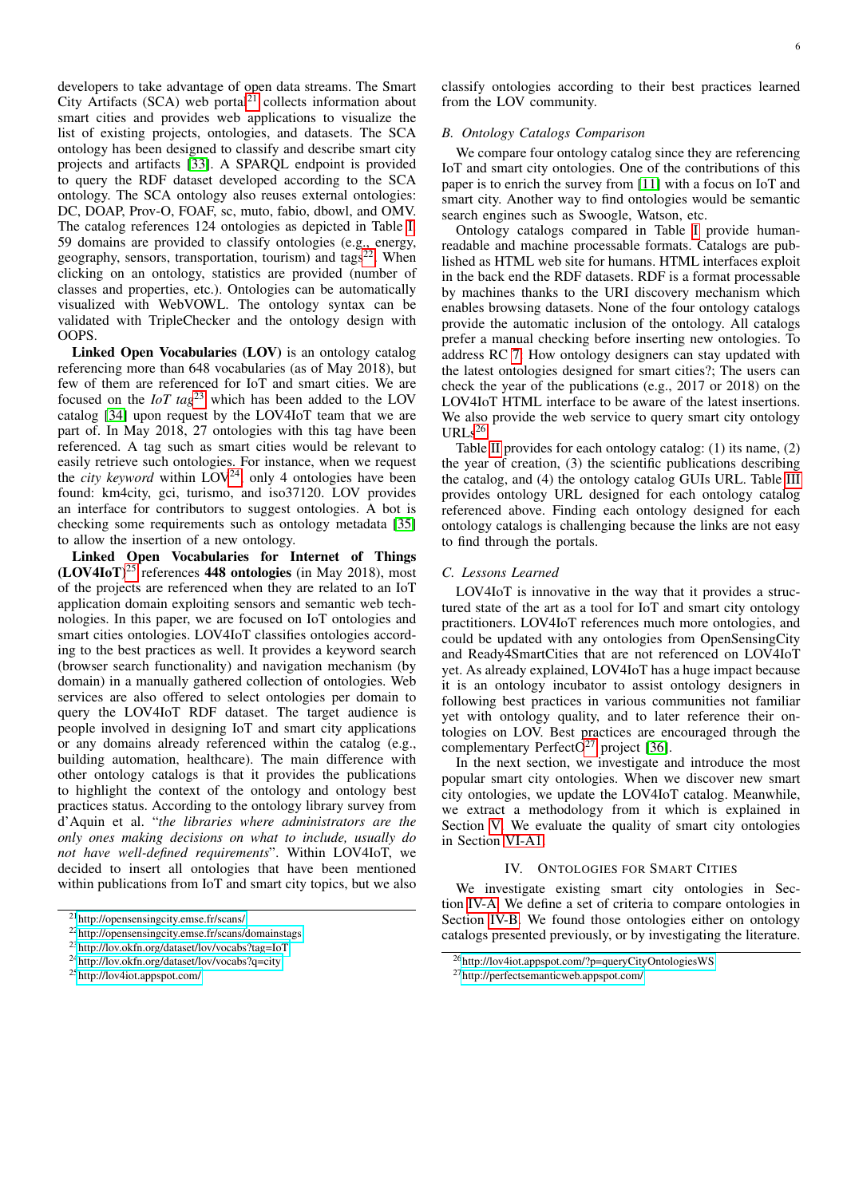developers to take advantage of open data streams. The Smart City Artifacts (SCA) web portal[21] collects information about smart cities and provides web applications to visualize the list of existing projects, ontologies, and datasets. The SCA ontology has been designed to classify and describe smart city projects and artifacts [33]. A SPARQL endpoint is provided to query the RDF dataset developed according to the SCA ontology. The SCA ontology also reuses external ontologies: DC, DOAP, Prov-O, FOAF, sc, muto, fabio, dbowl, and OMV. The catalog references 124 ontologies as depicted in Table I. 59 domains are provided to classify ontologies (e.g., energy, geography, sensors, transportation, tourism) and tags[22]. When clicking on an ontology, statistics are provided (number of classes and properties, etc.). Ontologies can be automatically visualized with WebVOWL. The ontology syntax can be validated with TripleChecker and the ontology design with OOPS.

**Linked Open Vocabularies (LOV)** is an ontology catalog referencing more than 648 vocabularies (as of May 2018), but few of them are referenced for IoT and smart cities. We are focused on the *IoT tag*[23] which has been added to the LOV catalog [34] upon request by the LOV4IoT team that we are part of. In May 2018, 27 ontologies with this tag have been referenced. A tag such as smart cities would be relevant to easily retrieve such ontologies. For instance, when we request the *city keyword* within LOV[24], only 4 ontologies have been found: km4city, gci, turismo, and iso37120. LOV provides an interface for contributors to suggest ontologies. A bot is checking some requirements such as ontology metadata [35] to allow the insertion of a new ontology.

**Linked Open Vocabularies for Internet of Things (LOV4IoT)**[25] references **448 ontologies** (in May 2018), most of the projects are referenced when they are related to an IoT application domain exploiting sensors and semantic web technologies. In this paper, we are focused on IoT ontologies and smart cities ontologies. LOV4IoT classifies ontologies according to the best practices as well. It provides a keyword search (browser search functionality) and navigation mechanism (by domain) in a manually gathered collection of ontologies. Web services are also offered to select ontologies per domain to query the LOV4IoT RDF dataset. The target audience is people involved in designing IoT and smart city applications or any domains already referenced within the catalog (e.g., building automation, healthcare). The main difference with other ontology catalogs is that it provides the publications to highlight the context of the ontology and ontology best practices status. According to the ontology library survey from d'Aquin et al. "*the libraries where administrators are the only ones making decisions on what to include, usually do not have well-defined requirements*". Within LOV4IoT, we decided to insert all ontologies that have been mentioned within publications from IoT and smart city topics, but we also classify ontologies according to their best practices learned from the LOV community.

### B. Ontology Catalogs Comparison

We compare four ontology catalog since they are referencing IoT and smart city ontologies. One of the contributions of this paper is to enrich the survey from [11] with a focus on IoT and smart city. Another way to find ontologies would be semantic search engines such as Swoogle, Watson, etc.

Ontology catalogs compared in Table I provide human-readable and machine processable formats. Catalogs are published as HTML web site for humans. HTML interfaces exploit in the back end the RDF datasets. RDF is a format processable by machines thanks to the URI discovery mechanism which enables browsing datasets. None of the four ontology catalogs provide the automatic inclusion of the ontology. All catalogs prefer a manual checking before inserting new ontologies. To address RC 7. How ontology designers can stay updated with the latest ontologies designed for smart cities?; The users can check the year of the publications (e.g., 2017 or 2018) on the LOV4IoT HTML interface to be aware of the latest insertions. We also provide the web service to query smart city ontology URLs[26].

Table II provides for each ontology catalog: (1) its name, (2) the year of creation, (3) the scientific publications describing the catalog, and (4) the ontology catalog GUIs URL. Table III provides ontology URL designed for each ontology catalog referenced above. Finding each ontology designed for each ontology catalogs is challenging because the links are not easy to find through the portals.

### C. Lessons Learned

LOV4IoT is innovative in the way that it provides a structured state of the art as a tool for IoT and smart city ontology practitioners. LOV4IoT references much more ontologies, and could be updated with any ontologies from OpenSensingCity and Ready4SmartCities that are not referenced on LOV4IoT yet. As already explained, LOV4IoT has a huge impact because it is an ontology incubator to assist ontology designers in following best practices in various communities not familiar yet with ontology quality, and to later reference their ontologies on LOV. Best practices are encouraged through the complementary PerfectO[27] project [36].

In the next section, we investigate and introduce the most popular smart city ontologies. When we discover new smart city ontologies, we update the LOV4IoT catalog. Meanwhile, we extract a methodology from it which is explained in Section V. We evaluate the quality of smart city ontologies in Section VI-A1.

## IV. Ontologies for Smart Cities

We investigate existing smart city ontologies in Section IV-A. We define a set of criteria to compare ontologies in Section IV-B. We found those ontologies either on ontology catalogs presented previously, or by investigating the literature.

---

[21] http://opensensingcity.emse.fr/scans/
[22] http://opensensingcity.emse.fr/scans/domainstags
[23] http://lov.okfn.org/dataset/lov/vocabs?tag=IoT
[24] http://lov.okfn.org/dataset/lov/vocabs?q=city
[25] http://lov4iot.appspot.com/
[26] http://lov4iot.appspot.com/?p=queryCityOntologiesWS
[27] http://perfectsemanticweb.appspot.com/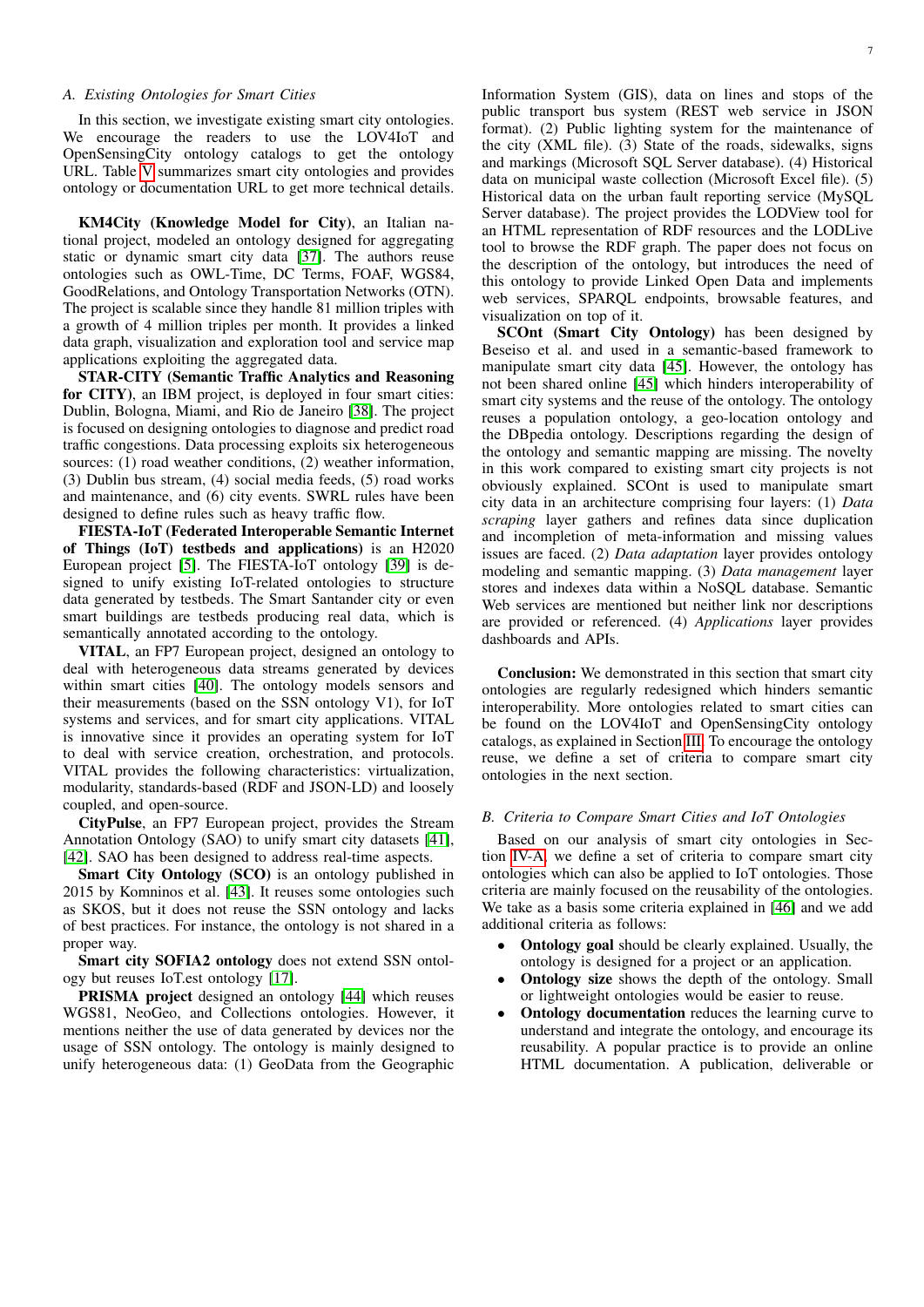### A. Existing Ontologies for Smart Cities

In this section, we investigate existing smart city ontologies. We encourage the readers to use the LOV4IoT and OpenSensingCity ontology catalogs to get the ontology URL. Table V summarizes smart city ontologies and provides ontology or documentation URL to get more technical details.

**KM4City (Knowledge Model for City)**, an Italian national project, modeled an ontology designed for aggregating static or dynamic smart city data [37]. The authors reuse ontologies such as OWL-Time, DC Terms, FOAF, WGS84, GoodRelations, and Ontology Transportation Networks (OTN). The project is scalable since they handle 81 million triples with a growth of 4 million triples per month. It provides a linked data graph, visualization and exploration tool and service map applications exploiting the aggregated data.

**STAR-CITY (Semantic Traffic Analytics and Reasoning for CITY)**, an IBM project, is deployed in four smart cities: Dublin, Bologna, Miami, and Rio de Janeiro [38]. The project is focused on designing ontologies to diagnose and predict road traffic congestions. Data processing exploits six heterogeneous sources: (1) road weather conditions, (2) weather information, (3) Dublin bus stream, (4) social media feeds, (5) road works and maintenance, and (6) city events. SWRL rules have been designed to define rules such as heavy traffic flow.

**FIESTA-IoT (Federated Interoperable Semantic Internet of Things (IoT) testbeds and applications)** is an H2020 European project [5]. The FIESTA-IoT ontology [39] is designed to unify existing IoT-related ontologies to structure data generated by testbeds. The Smart Santander city or even smart buildings are testbeds producing real data, which is semantically annotated according to the ontology.

**VITAL**, an FP7 European project, designed an ontology to deal with heterogeneous data streams generated by devices within smart cities [40]. The ontology models sensors and their measurements (based on the SSN ontology V1), for IoT systems and services, and for smart city applications. VITAL is innovative since it provides an operating system for IoT to deal with service creation, orchestration, and protocols. VITAL provides the following characteristics: virtualization, modularity, standards-based (RDF and JSON-LD) and loosely coupled, and open-source.

**CityPulse**, an FP7 European project, provides the Stream Annotation Ontology (SAO) to unify smart city datasets [41], [42]. SAO has been designed to address real-time aspects.

**Smart City Ontology (SCO)** is an ontology published in 2015 by Komninos et al. [43]. It reuses some ontologies such as SKOS, but it does not reuse the SSN ontology and lacks of best practices. For instance, the ontology is not shared in a proper way.

**Smart city SOFIA2 ontology** does not extend SSN ontology but reuses IoT.est ontology [17].

**PRISMA project** designed an ontology [44] which reuses WGS81, NeoGeo, and Collections ontologies. However, it mentions neither the use of data generated by devices nor the usage of SSN ontology. The ontology is mainly designed to unify heterogeneous data: (1) GeoData from the Geographic Information System (GIS), data on lines and stops of the public transport bus system (REST web service in JSON format). (2) Public lighting system for the maintenance of the city (XML file). (3) State of the roads, sidewalks, signs and markings (Microsoft SQL Server database). (4) Historical data on municipal waste collection (Microsoft Excel file). (5) Historical data on the urban fault reporting service (MySQL Server database). The project provides the LODView tool for an HTML representation of RDF resources and the LODLive tool to browse the RDF graph. The paper does not focus on the description of the ontology, but introduces the need of this ontology to provide Linked Open Data and implements web services, SPARQL endpoints, browsable features, and visualization on top of it.

**SCOnt (Smart City Ontology)** has been designed by Beseiso et al. and used in a semantic-based framework to manipulate smart city data [45]. However, the ontology has not been shared online [45] which hinders interoperability of smart city systems and the reuse of the ontology. The ontology reuses a population ontology, a geo-location ontology and the DBpedia ontology. Descriptions regarding the design of the ontology and semantic mapping are missing. The novelty in this work compared to existing smart city projects is not obviously explained. SCOnt is used to manipulate smart city data in an architecture comprising four layers: (1) *Data scraping* layer gathers and refines data since duplication and incompletion of meta-information and missing values issues are faced. (2) *Data adaptation* layer provides ontology modeling and semantic mapping. (3) *Data management* layer stores and indexes data within a NoSQL database. Semantic Web services are mentioned but neither link nor descriptions are provided or referenced. (4) *Applications* layer provides dashboards and APIs.

**Conclusion:** We demonstrated in this section that smart city ontologies are regularly redesigned which hinders semantic interoperability. More ontologies related to smart cities can be found on the LOV4IoT and OpenSensingCity ontology catalogs, as explained in Section III. To encourage the ontology reuse, we define a set of criteria to compare smart city ontologies in the next section.

### B. Criteria to Compare Smart Cities and IoT Ontologies

Based on our analysis of smart city ontologies in Section IV-A, we define a set of criteria to compare smart city ontologies which can also be applied to IoT ontologies. Those criteria are mainly focused on the reusability of the ontologies. We take as a basis some criteria explained in [46] and we add additional criteria as follows:

- **Ontology goal** should be clearly explained. Usually, the ontology is designed for a project or an application.
- **Ontology size** shows the depth of the ontology. Small or lightweight ontologies would be easier to reuse.
- **Ontology documentation** reduces the learning curve to understand and integrate the ontology, and encourage its reusability. A popular practice is to provide an online HTML documentation. A publication, deliverable or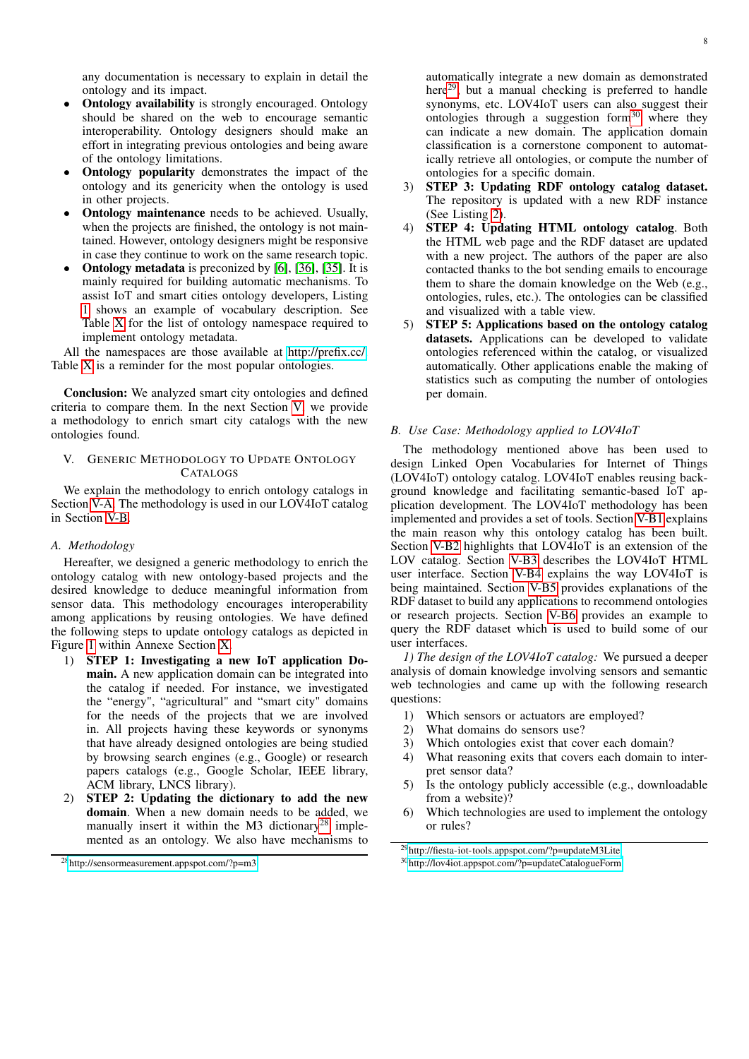any documentation is necessary to explain in detail the ontology and its impact.

- **Ontology availability** is strongly encouraged. Ontology should be shared on the web to encourage semantic interoperability. Ontology designers should make an effort in integrating previous ontologies and being aware of the ontology limitations.
- **Ontology popularity** demonstrates the impact of the ontology and its genericity when the ontology is used in other projects.
- **Ontology maintenance** needs to be achieved. Usually, when the projects are finished, the ontology is not maintained. However, ontology designers might be responsive in case they continue to work on the same research topic.
- **Ontology metadata** is preconized by [6], [36], [35]. It is mainly required for building automatic mechanisms. To assist IoT and smart cities ontology developers, Listing 1 shows an example of vocabulary description. See Table X for the list of ontology namespace required to implement ontology metadata.

All the namespaces are those available at http://prefix.cc/. Table X is a reminder for the most popular ontologies.

**Conclusion:** We analyzed smart city ontologies and defined criteria to compare them. In the next Section V, we provide a methodology to enrich smart city catalogs with the new ontologies found.

## V. Generic Methodology to Update Ontology Catalogs

We explain the methodology to enrich ontology catalogs in Section V-A. The methodology is used in our LOV4IoT catalog in Section V-B.

### A. Methodology

Hereafter, we designed a generic methodology to enrich the ontology catalog with new ontology-based projects and the desired knowledge to deduce meaningful information from sensor data. This methodology encourages interoperability among applications by reusing ontologies. We have defined the following steps to update ontology catalogs as depicted in Figure 1 within Annexe Section X.

1) **STEP 1: Investigating a new IoT application Domain.** A new application domain can be integrated into the catalog if needed. For instance, we investigated the "energy", "agricultural" and "smart city" domains for the needs of the projects that we are involved in. All projects having these keywords or synonyms that have already designed ontologies are being studied by browsing search engines (e.g., Google) or research papers catalogs (e.g., Google Scholar, IEEE library, ACM library, LNCS library).
2) **STEP 2: Updating the dictionary to add the new domain**. When a new domain needs to be added, we manually insert it within the M3 dictionary[28] implemented as an ontology. We also have mechanisms to automatically integrate a new domain as demonstrated here[29], but a manual checking is preferred to handle synonyms, etc. LOV4IoT users can also suggest their ontologies through a suggestion form[30] where they can indicate a new domain. The application domain classification is a cornerstone component to automatically retrieve all ontologies, or compute the number of ontologies for a specific domain.
3) **STEP 3: Updating RDF ontology catalog dataset.** The repository is updated with a new RDF instance (See Listing 2).
4) **STEP 4: Updating HTML ontology catalog**. Both the HTML web page and the RDF dataset are updated with a new project. The authors of the paper are also contacted thanks to the bot sending emails to encourage them to share the domain knowledge on the Web (e.g., ontologies, rules, etc.). The ontologies can be classified and visualized with a table view.
5) **STEP 5: Applications based on the ontology catalog datasets.** Applications can be developed to validate ontologies referenced within the catalog, or visualized automatically. Other applications enable the making of statistics such as computing the number of ontologies per domain.

### B. Use Case: Methodology applied to LOV4IoT

The methodology mentioned above has been used to design Linked Open Vocabularies for Internet of Things (LOV4IoT) ontology catalog. LOV4IoT enables reusing background knowledge and facilitating semantic-based IoT application development. The LOV4IoT methodology has been implemented and provides a set of tools. Section V-B1 explains the main reason why this ontology catalog has been built. Section V-B2 highlights that LOV4IoT is an extension of the LOV catalog. Section V-B3 describes the LOV4IoT HTML user interface. Section V-B4 explains the way LOV4IoT is being maintained. Section V-B5 provides explanations of the RDF dataset to build any applications to recommend ontologies or research projects. Section V-B6 provides an example to query the RDF dataset which is used to build some of our user interfaces.

*1) The design of the LOV4IoT catalog:* We pursued a deeper analysis of domain knowledge involving sensors and semantic web technologies and came up with the following research questions:

1) Which sensors or actuators are employed?
2) What domains do sensors use?
3) Which ontologies exist that cover each domain?
4) What reasoning exits that covers each domain to interpret sensor data?
5) Is the ontology publicly accessible (e.g., downloadable from a website)?
6) Which technologies are used to implement the ontology or rules?

[28] http://sensormeasurement.appspot.com/?p=m3

[29] http://fiesta-iot-tools.appspot.com/?p=updateM3Lite

[30] http://lov4iot.appspot.com/?p=updateCatalogueForm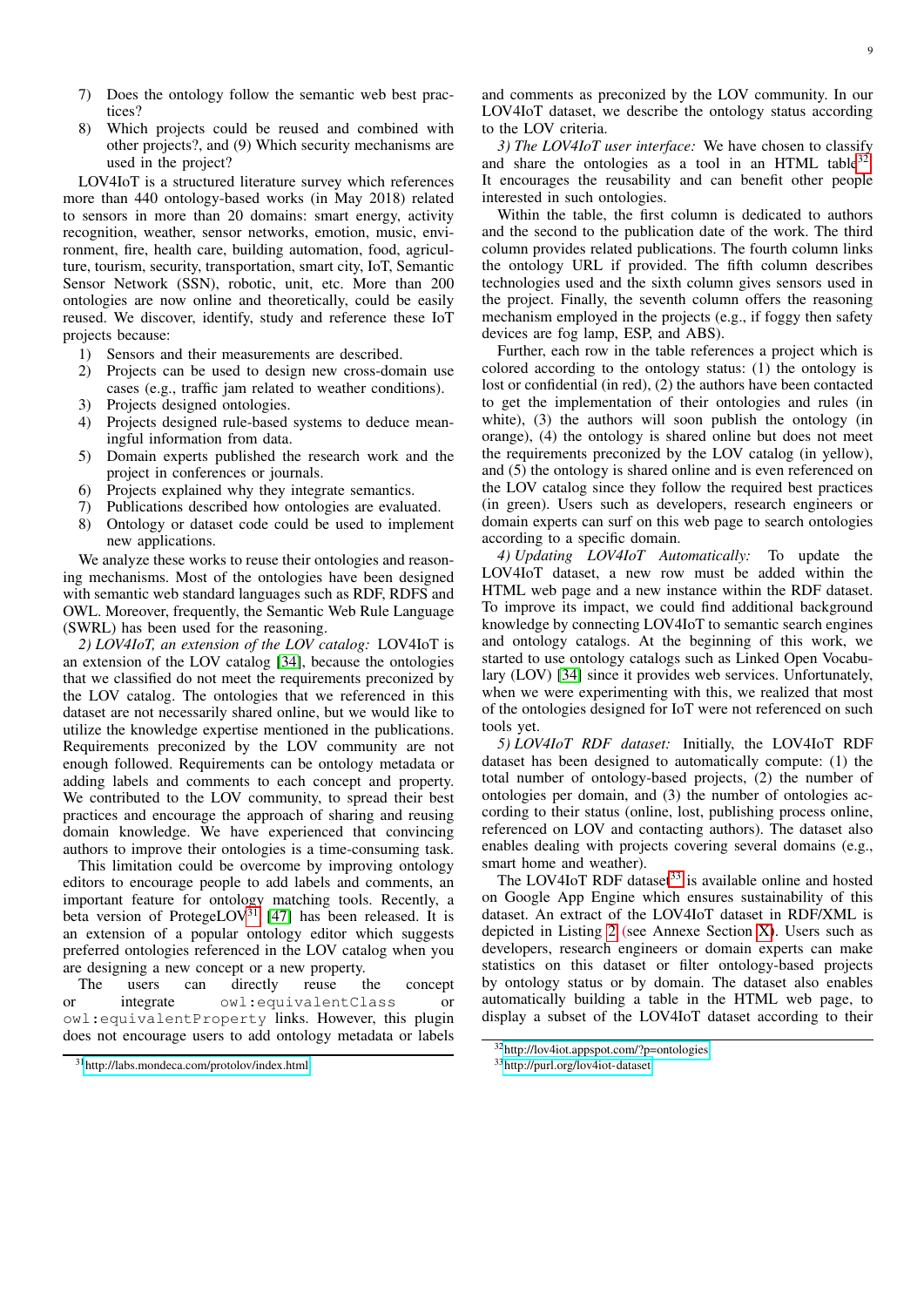7) Does the ontology follow the semantic web best practices?
8) Which projects could be reused and combined with other projects?, and (9) Which security mechanisms are used in the project?

LOV4IoT is a structured literature survey which references more than 440 ontology-based works (in May 2018) related to sensors in more than 20 domains: smart energy, activity recognition, weather, sensor networks, emotion, music, environment, fire, health care, building automation, food, agriculture, tourism, security, transportation, smart city, IoT, Semantic Sensor Network (SSN), robotic, unit, etc. More than 200 ontologies are now online and theoretically, could be easily reused. We discover, identify, study and reference these IoT projects because:

1) Sensors and their measurements are described.
2) Projects can be used to design new cross-domain use cases (e.g., traffic jam related to weather conditions).
3) Projects designed ontologies.
4) Projects designed rule-based systems to deduce meaningful information from data.
5) Domain experts published the research work and the project in conferences or journals.
6) Projects explained why they integrate semantics.
7) Publications described how ontologies are evaluated.
8) Ontology or dataset code could be used to implement new applications.

We analyze these works to reuse their ontologies and reasoning mechanisms. Most of the ontologies have been designed with semantic web standard languages such as RDF, RDFS and OWL. Moreover, frequently, the Semantic Web Rule Language (SWRL) has been used for the reasoning.

*2) LOV4IoT, an extension of the LOV catalog:* LOV4IoT is an extension of the LOV catalog [34], because the ontologies that we classified do not meet the requirements preconized by the LOV catalog. The ontologies that we referenced in this dataset are not necessarily shared online, but we would like to utilize the knowledge expertise mentioned in the publications. Requirements preconized by the LOV community are not enough followed. Requirements can be ontology metadata or adding labels and comments to each concept and property. We contributed to the LOV community, to spread their best practices and encourage the approach of sharing and reusing domain knowledge. We have experienced that convincing authors to improve their ontologies is a time-consuming task.

This limitation could be overcome by improving ontology editors to encourage people to add labels and comments, an important feature for ontology matching tools. Recently, a beta version of ProtegeLOV[31] [47] has been released. It is an extension of a popular ontology editor which suggests preferred ontologies referenced in the LOV catalog when you are designing a new concept or a new property.

The users can directly reuse the concept or integrate `owl:equivalentClass` or `owl:equivalentProperty` links. However, this plugin does not encourage users to add ontology metadata or labels and comments as preconized by the LOV community. In our LOV4IoT dataset, we describe the ontology status according to the LOV criteria.

*3) The LOV4IoT user interface:* We have chosen to classify and share the ontologies as a tool in an HTML table[32]. It encourages the reusability and can benefit other people interested in such ontologies.

Within the table, the first column is dedicated to authors and the second to the publication date of the work. The third column provides related publications. The fourth column links the ontology URL if provided. The fifth column describes technologies used and the sixth column gives sensors used in the project. Finally, the seventh column offers the reasoning mechanism employed in the projects (e.g., if foggy then safety devices are fog lamp, ESP, and ABS).

Further, each row in the table references a project which is colored according to the ontology status: (1) the ontology is lost or confidential (in red), (2) the authors have been contacted to get the implementation of their ontologies and rules (in white), (3) the authors will soon publish the ontology (in orange), (4) the ontology is shared online but does not meet the requirements preconized by the LOV catalog (in yellow), and (5) the ontology is shared online and is even referenced on the LOV catalog since they follow the required best practices (in green). Users such as developers, research engineers or domain experts can surf on this web page to search ontologies according to a specific domain.

*4) Updating LOV4IoT Automatically:* To update the LOV4IoT dataset, a new row must be added within the HTML web page and a new instance within the RDF dataset. To improve its impact, we could find additional background knowledge by connecting LOV4IoT to semantic search engines and ontology catalogs. At the beginning of this work, we started to use ontology catalogs such as Linked Open Vocabulary (LOV) [34] since it provides web services. Unfortunately, when we were experimenting with this, we realized that most of the ontologies designed for IoT were not referenced on such tools yet.

*5) LOV4IoT RDF dataset:* Initially, the LOV4IoT RDF dataset has been designed to automatically compute: (1) the total number of ontology-based projects, (2) the number of ontologies per domain, and (3) the number of ontologies according to their status (online, lost, publishing process online, referenced on LOV and contacting authors). The dataset also enables dealing with projects covering several domains (e.g., smart home and weather).

The LOV4IoT RDF dataset[33] is available online and hosted on Google App Engine which ensures sustainability of this dataset. An extract of the LOV4IoT dataset in RDF/XML is depicted in Listing 2 (see Annexe Section X). Users such as developers, research engineers or domain experts can make statistics on this dataset or filter ontology-based projects by ontology status or by domain. The dataset also enables automatically building a table in the HTML web page, to display a subset of the LOV4IoT dataset according to their

[31] http://labs.mondeca.com/protolov/index.html

[32] http://lov4iot.appspot.com/?p=ontologies

[33] http://purl.org/lov4iot-dataset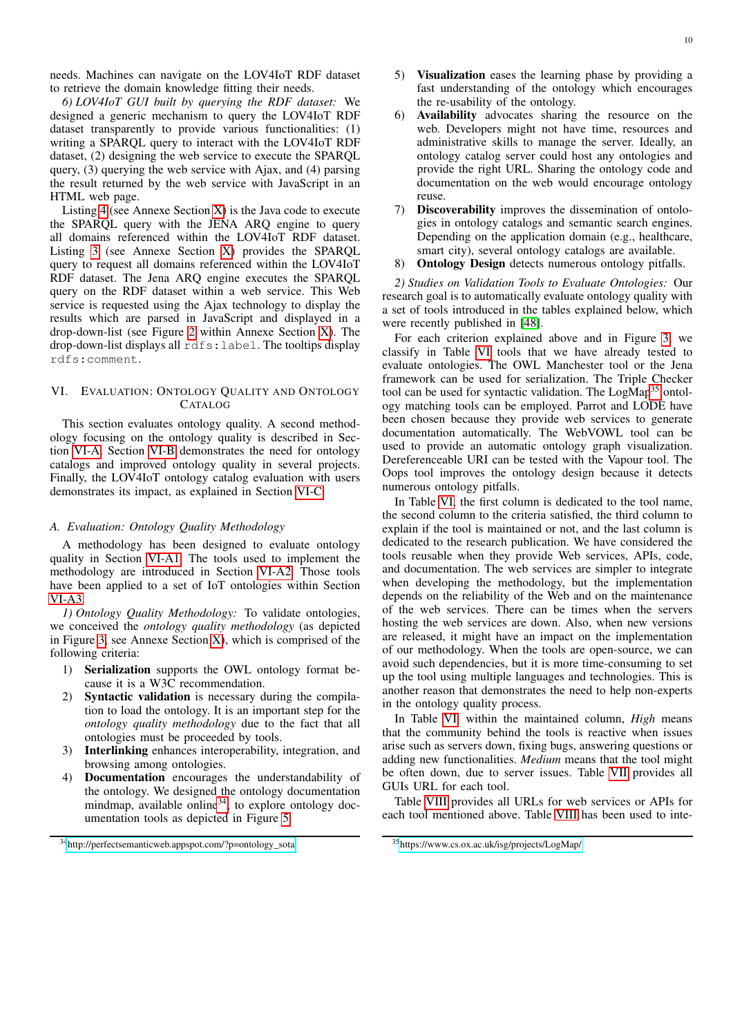needs. Machines can navigate on the LOV4IoT RDF dataset to retrieve the domain knowledge fitting their needs.

*6) LOV4IoT GUI built by querying the RDF dataset:* We designed a generic mechanism to query the LOV4IoT RDF dataset transparently to provide various functionalities: (1) writing a SPARQL query to interact with the LOV4IoT RDF dataset, (2) designing the web service to execute the SPARQL query, (3) querying the web service with Ajax, and (4) parsing the result returned by the web service with JavaScript in an HTML web page.

Listing 4 (see Annexe Section X) is the Java code to execute the SPARQL query with the JENA ARQ engine to query all domains referenced within the LOV4IoT RDF dataset. Listing 3 (see Annexe Section X) provides the SPARQL query to request all domains referenced within the LOV4IoT RDF dataset. The Jena ARQ engine executes the SPARQL query on the RDF dataset within a web service. This Web service is requested using the Ajax technology to display the results which are parsed in JavaScript and displayed in a drop-down-list (see Figure 2 within Annexe Section X). The drop-down-list displays all `rdfs:label`. The tooltips display `rdfs:comment`.

## VI. Evaluation: Ontology Quality and Ontology Catalog

This section evaluates ontology quality. A second methodology focusing on the ontology quality is described in Section VI-A. Section VI-B demonstrates the need for ontology catalogs and improved ontology quality in several projects. Finally, the LOV4IoT ontology catalog evaluation with users demonstrates its impact, as explained in Section VI-C.

### A. Evaluation: Ontology Quality Methodology

A methodology has been designed to evaluate ontology quality in Section VI-A1. The tools used to implement the methodology are introduced in Section VI-A2. Those tools have been applied to a set of IoT ontologies within Section VI-A3.

*1) Ontology Quality Methodology:* To validate ontologies, we conceived the *ontology quality methodology* (as depicted in Figure 3, see Annexe Section X), which is comprised of the following criteria:

1) **Serialization** supports the OWL ontology format because it is a W3C recommendation.
2) **Syntactic validation** is necessary during the compilation to load the ontology. It is an important step for the *ontology quality methodology* due to the fact that all ontologies must be proceeded by tools.
3) **Interlinking** enhances interoperability, integration, and browsing among ontologies.
4) **Documentation** encourages the understandability of the ontology. We designed the ontology documentation mindmap, available online[34], to explore ontology documentation tools as depicted in Figure 5.
5) **Visualization** eases the learning phase by providing a fast understanding of the ontology which encourages the re-usability of the ontology.
6) **Availability** advocates sharing the resource on the web. Developers might not have time, resources and administrative skills to manage the server. Ideally, an ontology catalog server could host any ontologies and provide the right URL. Sharing the ontology code and documentation on the web would encourage ontology reuse.
7) **Discoverability** improves the dissemination of ontologies in ontology catalogs and semantic search engines. Depending on the application domain (e.g., healthcare, smart city), several ontology catalogs are available.
8) **Ontology Design** detects numerous ontology pitfalls.

*2) Studies on Validation Tools to Evaluate Ontologies:* Our research goal is to automatically evaluate ontology quality with a set of tools introduced in the tables explained below, which were recently published in [48].

For each criterion explained above and in Figure 3, we classify in Table VI tools that we have already tested to evaluate ontologies. The OWL Manchester tool or the Jena framework can be used for serialization. The Triple Checker tool can be used for syntactic validation. The LogMap[35] ontology matching tools can be employed. Parrot and LODE have been chosen because they provide web services to generate documentation automatically. The WebVOWL tool can be used to provide an automatic ontology graph visualization. Dereferenceable URI can be tested with the Vapour tool. The Oops tool improves the ontology design because it detects numerous ontology pitfalls.

In Table VI, the first column is dedicated to the tool name, the second column to the criteria satisfied, the third column to explain if the tool is maintained or not, and the last column is dedicated to the research publication. We have considered the tools reusable when they provide Web services, APIs, code, and documentation. The web services are simpler to integrate when developing the methodology, but the implementation depends on the reliability of the Web and on the maintenance of the web services. There can be times when the servers hosting the web services are down. Also, when new versions are released, it might have an impact on the implementation of our methodology. When the tools are open-source, we can avoid such dependencies, but it is more time-consuming to set up the tool using multiple languages and technologies. This is another reason that demonstrates the need to help non-experts in the ontology quality process.

In Table VI, within the maintained column, *High* means that the community behind the tools is reactive when issues arise such as servers down, fixing bugs, answering questions or adding new functionalities. *Medium* means that the tool might be often down, due to server issues. Table VII provides all GUIs URL for each tool.

Table VIII provides all URLs for web services or APIs for each tool mentioned above. Table VIII has been used to inte-

[34] http://perfectsemanticweb.appspot.com/?p=ontology_sota

[35] https://www.cs.ox.ac.uk/isg/projects/LogMap/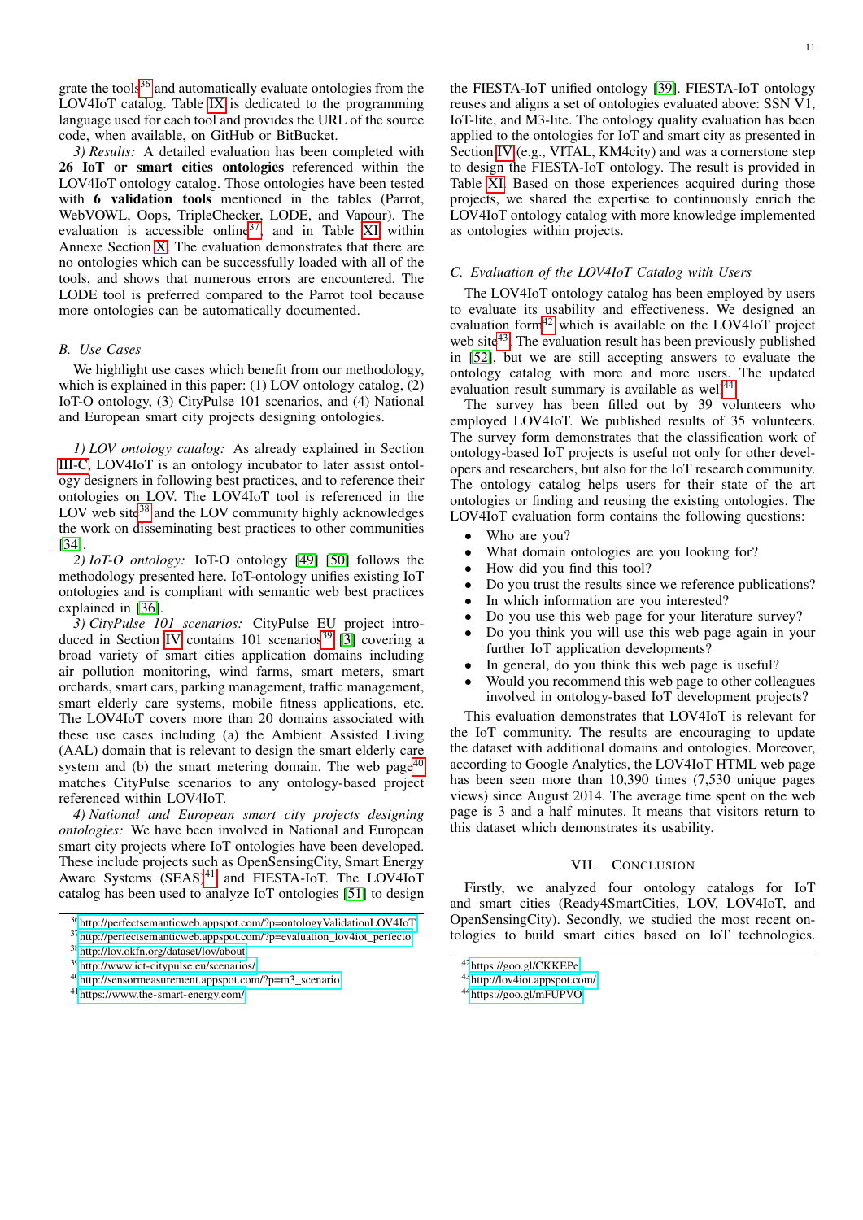grate the tools[36] and automatically evaluate ontologies from the LOV4IoT catalog. Table IX is dedicated to the programming language used for each tool and provides the URL of the source code, when available, on GitHub or BitBucket.

*3) Results:* A detailed evaluation has been completed with **26 IoT or smart cities ontologies** referenced within the LOV4IoT ontology catalog. Those ontologies have been tested with **6 validation tools** mentioned in the tables (Parrot, WebVOWL, Oops, TripleChecker, LODE, and Vapour). The evaluation is accessible online[37], and in Table XI within Annexe Section X. The evaluation demonstrates that there are no ontologies which can be successfully loaded with all of the tools, and shows that numerous errors are encountered. The LODE tool is preferred compared to the Parrot tool because more ontologies can be automatically documented.

### B. Use Cases

We highlight use cases which benefit from our methodology, which is explained in this paper: (1) LOV ontology catalog, (2) IoT-O ontology, (3) CityPulse 101 scenarios, and (4) National and European smart city projects designing ontologies.

*1) LOV ontology catalog:* As already explained in Section III-C, LOV4IoT is an ontology incubator to later assist ontology designers in following best practices, and to reference their ontologies on LOV. The LOV4IoT tool is referenced in the LOV web site[38] and the LOV community highly acknowledges the work on disseminating best practices to other communities [34].

*2) IoT-O ontology:* IoT-O ontology [49] [50] follows the methodology presented here. IoT-ontology unifies existing IoT ontologies and is compliant with semantic web best practices explained in [36].

*3) CityPulse 101 scenarios:* CityPulse EU project introduced in Section IV contains 101 scenarios[39] [3] covering a broad variety of smart cities application domains including air pollution monitoring, wind farms, smart meters, smart orchards, smart cars, parking management, traffic management, smart elderly care systems, mobile fitness applications, etc. The LOV4IoT covers more than 20 domains associated with these use cases including (a) the Ambient Assisted Living (AAL) domain that is relevant to design the smart elderly care system and (b) the smart metering domain. The web page[40] matches CityPulse scenarios to any ontology-based project referenced within LOV4IoT.

*4) National and European smart city projects designing ontologies:* We have been involved in National and European smart city projects where IoT ontologies have been developed. These include projects such as OpenSensingCity, Smart Energy Aware Systems (SEAS)[41] and FIESTA-IoT. The LOV4IoT catalog has been used to analyze IoT ontologies [51] to design the FIESTA-IoT unified ontology [39]. FIESTA-IoT ontology reuses and aligns a set of ontologies evaluated above: SSN V1, IoT-lite, and M3-lite. The ontology quality evaluation has been applied to the ontologies for IoT and smart city as presented in Section IV (e.g., VITAL, KM4city) and was a cornerstone step to design the FIESTA-IoT ontology. The result is provided in Table XI. Based on those experiences acquired during those projects, we shared the expertise to continuously enrich the LOV4IoT ontology catalog with more knowledge implemented as ontologies within projects.

### C. Evaluation of the LOV4IoT Catalog with Users

The LOV4IoT ontology catalog has been employed by users to evaluate its usability and effectiveness. We designed an evaluation form[42] which is available on the LOV4IoT project web site[43]. The evaluation result has been previously published in [52], but we are still accepting answers to evaluate the ontology catalog with more and more users. The updated evaluation result summary is available as well[44].

The survey has been filled out by 39 volunteers who employed LOV4IoT. We published results of 35 volunteers. The survey form demonstrates that the classification work of ontology-based IoT projects is useful not only for other developers and researchers, but also for the IoT research community. The ontology catalog helps users for their state of the art ontologies or finding and reusing the existing ontologies. The LOV4IoT evaluation form contains the following questions:

- Who are you?
- What domain ontologies are you looking for?
- How did you find this tool?
- Do you trust the results since we reference publications?
- In which information are you interested?
- Do you use this web page for your literature survey?
- Do you think you will use this web page again in your further IoT application developments?
- In general, do you think this web page is useful?
- Would you recommend this web page to other colleagues involved in ontology-based IoT development projects?

This evaluation demonstrates that LOV4IoT is relevant for the IoT community. The results are encouraging to update the dataset with additional domains and ontologies. Moreover, according to Google Analytics, the LOV4IoT HTML web page has been seen more than 10,390 times (7,530 unique pages views) since August 2014. The average time spent on the web page is 3 and a half minutes. It means that visitors return to this dataset which demonstrates its usability.

## VII. Conclusion

Firstly, we analyzed four ontology catalogs for IoT and smart cities (Ready4SmartCities, LOV, LOV4IoT, and OpenSensingCity). Secondly, we studied the most recent ontologies to build smart cities based on IoT technologies.

[36] http://perfectsemanticweb.appspot.com/?p=ontologyValidationLOV4IoT
[37] http://perfectsemanticweb.appspot.com/?p=evaluation_lov4iot_perfecto
[38] http://lov.okfn.org/dataset/lov/about
[39] http://www.ict-citypulse.eu/scenarios/
[40] http://sensormeasurement.appspot.com/?p=m3_scenario
[41] https://www.the-smart-energy.com/
[42] https://goo.gl/CKKEPe
[43] http://lov4iot.appspot.com/
[44] https://goo.gl/mFUPVO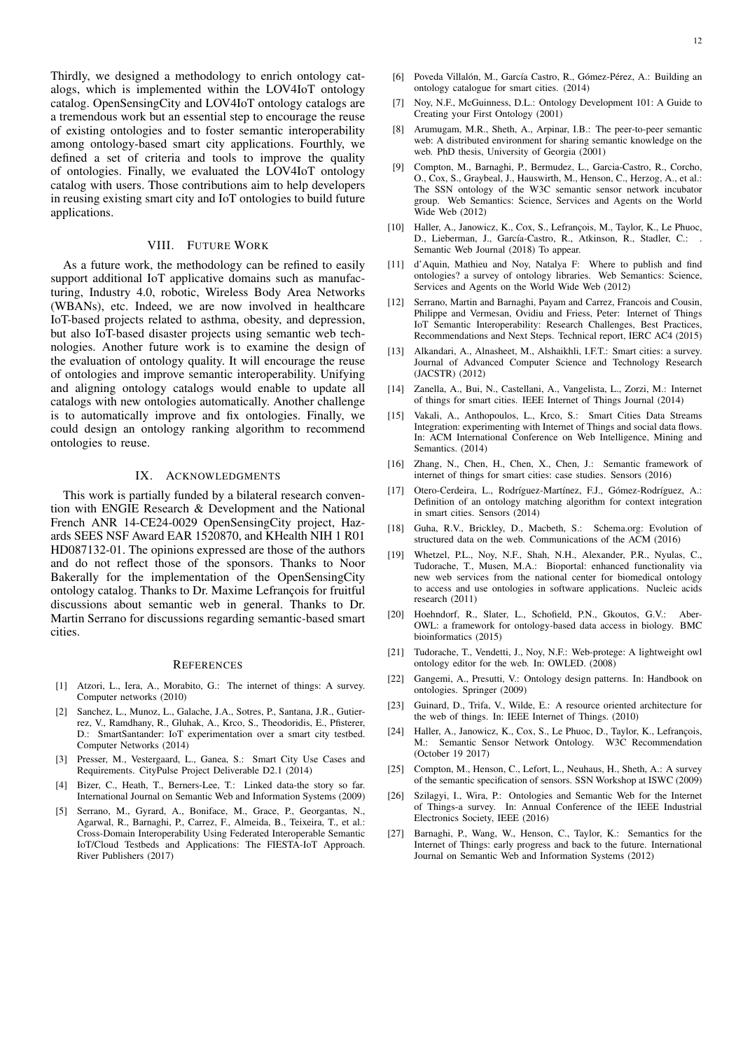Thirdly, we designed a methodology to enrich ontology catalogs, which is implemented within the LOV4IoT ontology catalog. OpenSensingCity and LOV4IoT ontology catalogs are a tremendous work but an essential step to encourage the reuse of existing ontologies and to foster semantic interoperability among ontology-based smart city applications. Fourthly, we defined a set of criteria and tools to improve the quality of ontologies. Finally, we evaluated the LOV4IoT ontology catalog with users. Those contributions aim to help developers in reusing existing smart city and IoT ontologies to build future applications.

## VIII. Future Work

As a future work, the methodology can be refined to easily support additional IoT applicative domains such as manufacturing, Industry 4.0, robotic, Wireless Body Area Networks (WBANs), etc. Indeed, we are now involved in healthcare IoT-based projects related to asthma, obesity, and depression, but also IoT-based disaster projects using semantic web technologies. Another future work is to examine the design of the evaluation of ontology quality. It will encourage the reuse of ontologies and improve semantic interoperability. Unifying and aligning ontology catalogs would enable to update all catalogs with new ontologies automatically. Another challenge is to automatically improve and fix ontologies. Finally, we could design an ontology ranking algorithm to recommend ontologies to reuse.

## IX. Acknowledgments

This work is partially funded by a bilateral research convention with ENGIE Research & Development and the National French ANR 14-CE24-0029 OpenSensingCity project, Hazards SEES NSF Award EAR 1520870, and KHealth NIH 1 R01 HD087132-01. The opinions expressed are those of the authors and do not reflect those of the sponsors. Thanks to Noor Bakerally for the implementation of the OpenSensingCity ontology catalog. Thanks to Dr. Maxime Lefrançois for fruitful discussions about semantic web in general. Thanks to Dr. Martin Serrano for discussions regarding semantic-based smart cities.

## References

[1] Atzori, L., Iera, A., Morabito, G.: The internet of things: A survey. Computer networks (2010)

[2] Sanchez, L., Munoz, L., Galache, J.A., Sotres, P., Santana, J.R., Gutierrez, V., Ramdhany, R., Gluhak, A., Krco, S., Theodoridis, E., Pfisterer, D.: SmartSantander: IoT experimentation over a smart city testbed. Computer Networks (2014)

[3] Presser, M., Vestergaard, L., Ganea, S.: Smart City Use Cases and Requirements. CityPulse Project Deliverable D2.1 (2014)

[4] Bizer, C., Heath, T., Berners-Lee, T.: Linked data-the story so far. International Journal on Semantic Web and Information Systems (2009)

[5] Serrano, M., Gyrard, A., Boniface, M., Grace, P., Georgantas, N., Agarwal, R., Barnaghi, P., Carrez, F., Almeida, B., Teixeira, T., et al.: Cross-Domain Interoperability Using Federated Interoperable Semantic IoT/Cloud Testbeds and Applications: The FIESTA-IoT Approach. River Publishers (2017)

[6] Poveda Villalón, M., García Castro, R., Gómez-Pérez, A.: Building an ontology catalogue for smart cities. (2014)

[7] Noy, N.F., McGuinness, D.L.: Ontology Development 101: A Guide to Creating your First Ontology (2001)

[8] Arumugam, M.R., Sheth, A., Arpinar, I.B.: The peer-to-peer semantic web: A distributed environment for sharing semantic knowledge on the web. PhD thesis, University of Georgia (2001)

[9] Compton, M., Barnaghi, P., Bermudez, L., Garcia-Castro, R., Corcho, O., Cox, S., Graybeal, J., Hauswirth, M., Henson, C., Herzog, A., et al.: The SSN ontology of the W3C semantic sensor network incubator group. Web Semantics: Science, Services and Agents on the World Wide Web (2012)

[10] Haller, A., Janowicz, K., Cox, S., Lefrançois, M., Taylor, K., Le Phuoc, D., Lieberman, J., García-Castro, R., Atkinson, R., Stadler, C.: . Semantic Web Journal (2018) To appear.

[11] d'Aquin, Mathieu and Noy, Natalya F: Where to publish and find ontologies? a survey of ontology libraries. Web Semantics: Science, Services and Agents on the World Wide Web (2012)

[12] Serrano, Martin and Barnaghi, Payam and Carrez, Francois and Cousin, Philippe and Vermesan, Ovidiu and Friess, Peter: Internet of Things IoT Semantic Interoperability: Research Challenges, Best Practices, Recommendations and Next Steps. Technical report, IERC AC4 (2015)

[13] Alkandari, A., Alnasheet, M., Alshaikhli, I.F.T.: Smart cities: a survey. Journal of Advanced Computer Science and Technology Research (JACSTR) (2012)

[14] Zanella, A., Bui, N., Castellani, A., Vangelista, L., Zorzi, M.: Internet of things for smart cities. IEEE Internet of Things Journal (2014)

[15] Vakali, A., Anthopoulos, L., Krco, S.: Smart Cities Data Streams Integration: experimenting with Internet of Things and social data flows. In: ACM International Conference on Web Intelligence, Mining and Semantics. (2014)

[16] Zhang, N., Chen, H., Chen, X., Chen, J.: Semantic framework of internet of things for smart cities: case studies. Sensors (2016)

[17] Otero-Cerdeira, L., Rodríguez-Martínez, F.J., Gómez-Rodríguez, A.: Definition of an ontology matching algorithm for context integration in smart cities. Sensors (2014)

[18] Guha, R.V., Brickley, D., Macbeth, S.: Schema.org: Evolution of structured data on the web. Communications of the ACM (2016)

[19] Whetzel, P.L., Noy, N.F., Shah, N.H., Alexander, P.R., Nyulas, C., Tudorache, T., Musen, M.A.: Bioportal: enhanced functionality via new web services from the national center for biomedical ontology to access and use ontologies in software applications. Nucleic acids research (2011)

[20] Hoehndorf, R., Slater, L., Schofield, P.N., Gkoutos, G.V.: Aber-OWL: a framework for ontology-based data access in biology. BMC bioinformatics (2015)

[21] Tudorache, T., Vendetti, J., Noy, N.F.: Web-protege: A lightweight owl ontology editor for the web. In: OWLED. (2008)

[22] Gangemi, A., Presutti, V.: Ontology design patterns. In: Handbook on ontologies. Springer (2009)

[23] Guinard, D., Trifa, V., Wilde, E.: A resource oriented architecture for the web of things. In: IEEE Internet of Things. (2010)

[24] Haller, A., Janowicz, K., Cox, S., Le Phuoc, D., Taylor, K., Lefrançois, M.: Semantic Sensor Network Ontology. W3C Recommendation (October 19 2017)

[25] Compton, M., Henson, C., Lefort, L., Neuhaus, H., Sheth, A.: A survey of the semantic specification of sensors. SSN Workshop at ISWC (2009)

[26] Szilagyi, I., Wira, P.: Ontologies and Semantic Web for the Internet of Things-a survey. In: Annual Conference of the IEEE Industrial Electronics Society, IEEE (2016)

[27] Barnaghi, P., Wang, W., Henson, C., Taylor, K.: Semantics for the Internet of Things: early progress and back to the future. International Journal on Semantic Web and Information Systems (2012)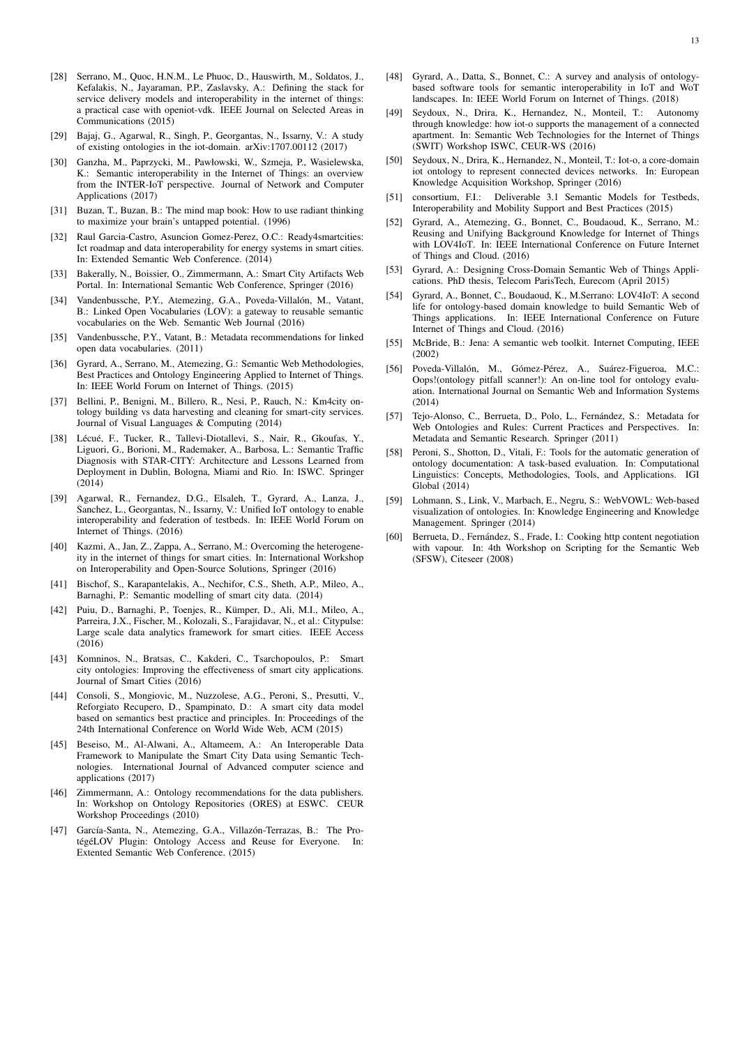[28] Serrano, M., Quoc, H.N.M., Le Phuoc, D., Hauswirth, M., Soldatos, J., Kefalakis, N., Jayaraman, P.P., Zaslavsky, A.: Defining the stack for service delivery models and interoperability in the internet of things: a practical case with openiot-vdk. IEEE Journal on Selected Areas in Communications (2015)

[29] Bajaj, G., Agarwal, R., Singh, P., Georgantas, N., Issarny, V.: A study of existing ontologies in the iot-domain. arXiv:1707.00112 (2017)

[30] Ganzha, M., Paprzycki, M., Pawłowski, W., Szmeja, P., Wasielewska, K.: Semantic interoperability in the Internet of Things: an overview from the INTER-IoT perspective. Journal of Network and Computer Applications (2017)

[31] Buzan, T., Buzan, B.: The mind map book: How to use radiant thinking to maximize your brain's untapped potential. (1996)

[32] Raul Garcia-Castro, Asuncion Gomez-Perez, O.C.: Ready4smartcities: Ict roadmap and data interoperability for energy systems in smart cities. In: Extended Semantic Web Conference. (2014)

[33] Bakerally, N., Boissier, O., Zimmermann, A.: Smart City Artifacts Web Portal. In: International Semantic Web Conference, Springer (2016)

[34] Vandenbussche, P.Y., Atemezing, G.A., Poveda-Villalón, M., Vatant, B.: Linked Open Vocabularies (LOV): a gateway to reusable semantic vocabularies on the Web. Semantic Web Journal (2016)

[35] Vandenbussche, P.Y., Vatant, B.: Metadata recommendations for linked open data vocabularies. (2011)

[36] Gyrard, A., Serrano, M., Atemezing, G.: Semantic Web Methodologies, Best Practices and Ontology Engineering Applied to Internet of Things. In: IEEE World Forum on Internet of Things. (2015)

[37] Bellini, P., Benigni, M., Billero, R., Nesi, P., Rauch, N.: Km4city ontology building vs data harvesting and cleaning for smart-city services. Journal of Visual Languages & Computing (2014)

[38] Lécué, F., Tucker, R., Tallevi-Diotallevi, S., Nair, R., Gkoufas, Y., Liguori, G., Borioni, M., Rademaker, A., Barbosa, L.: Semantic Traffic Diagnosis with STAR-CITY: Architecture and Lessons Learned from Deployment in Dublin, Bologna, Miami and Rio. In: ISWC. Springer (2014)

[39] Agarwal, R., Fernandez, D.G., Elsaleh, T., Gyrard, A., Lanza, J., Sanchez, L., Georgantas, N., Issarny, V.: Unified IoT ontology to enable interoperability and federation of testbeds. In: IEEE World Forum on Internet of Things. (2016)

[40] Kazmi, A., Jan, Z., Zappa, A., Serrano, M.: Overcoming the heterogeneity in the internet of things for smart cities. In: International Workshop on Interoperability and Open-Source Solutions, Springer (2016)

[41] Bischof, S., Karapantelakis, A., Nechifor, C.S., Sheth, A.P., Mileo, A., Barnaghi, P.: Semantic modelling of smart city data. (2014)

[42] Puiu, D., Barnaghi, P., Toenjes, R., Kümper, D., Ali, M.I., Mileo, A., Parreira, J.X., Fischer, M., Kolozali, S., Farajidavar, N., et al.: Citypulse: Large scale data analytics framework for smart cities. IEEE Access (2016)

[43] Komninos, N., Bratsas, C., Kakderi, C., Tsarchopoulos, P.: Smart city ontologies: Improving the effectiveness of smart city applications. Journal of Smart Cities (2016)

[44] Consoli, S., Mongiovic, M., Nuzzolese, A.G., Peroni, S., Presutti, V., Reforgiato Recupero, D., Spampinato, D.: A smart city data model based on semantics best practice and principles. In: Proceedings of the 24th International Conference on World Wide Web, ACM (2015)

[45] Beseiso, M., Al-Alwani, A., Altameem, A.: An Interoperable Data Framework to Manipulate the Smart City Data using Semantic Technologies. International Journal of Advanced computer science and applications (2017)

[46] Zimmermann, A.: Ontology recommendations for the data publishers. In: Workshop on Ontology Repositories (ORES) at ESWC. CEUR Workshop Proceedings (2010)

[47] García-Santa, N., Atemezing, G.A., Villazón-Terrazas, B.: The ProtégéLOV Plugin: Ontology Access and Reuse for Everyone. In: Extented Semantic Web Conference. (2015)

[48] Gyrard, A., Datta, S., Bonnet, C.: A survey and analysis of ontology-based software tools for semantic interoperability in IoT and WoT landscapes. In: IEEE World Forum on Internet of Things. (2018)

[49] Seydoux, N., Drira, K., Hernandez, N., Monteil, T.: Autonomy through knowledge: how iot-o supports the management of a connected apartment. In: Semantic Web Technologies for the Internet of Things (SWIT) Workshop ISWC, CEUR-WS (2016)

[50] Seydoux, N., Drira, K., Hernandez, N., Monteil, T.: Iot-o, a core-domain iot ontology to represent connected devices networks. In: European Knowledge Acquisition Workshop, Springer (2016)

[51] consortium, F.I.: Deliverable 3.1 Semantic Models for Testbeds, Interoperability and Mobility Support and Best Practices (2015)

[52] Gyrard, A., Atemezing, G., Bonnet, C., Boudaoud, K., Serrano, M.: Reusing and Unifying Background Knowledge for Internet of Things with LOV4IoT. In: IEEE International Conference on Future Internet of Things and Cloud. (2016)

[53] Gyrard, A.: Designing Cross-Domain Semantic Web of Things Applications. PhD thesis, Telecom ParisTech, Eurecom (April 2015)

[54] Gyrard, A., Bonnet, C., Boudaoud, K., M.Serrano: LOV4IoT: A second life for ontology-based domain knowledge to build Semantic Web of Things applications. In: IEEE International Conference on Future Internet of Things and Cloud. (2016)

[55] McBride, B.: Jena: A semantic web toolkit. Internet Computing, IEEE (2002)

[56] Poveda-Villalón, M., Gómez-Pérez, A., Suárez-Figueroa, M.C.: Oops!(ontology pitfall scanner!): An on-line tool for ontology evaluation. International Journal on Semantic Web and Information Systems (2014)

[57] Tejo-Alonso, C., Berrueta, D., Polo, L., Fernández, S.: Metadata for Web Ontologies and Rules: Current Practices and Perspectives. In: Metadata and Semantic Research. Springer (2011)

[58] Peroni, S., Shotton, D., Vitali, F.: Tools for the automatic generation of ontology documentation: A task-based evaluation. In: Computational Linguistics: Concepts, Methodologies, Tools, and Applications. IGI Global (2014)

[59] Lohmann, S., Link, V., Marbach, E., Negru, S.: WebVOWL: Web-based visualization of ontologies. In: Knowledge Engineering and Knowledge Management. Springer (2014)

[60] Berrueta, D., Fernández, S., Frade, I.: Cooking http content negotiation with vapour. In: 4th Workshop on Scripting for the Semantic Web (SFSW), Citeseer (2008)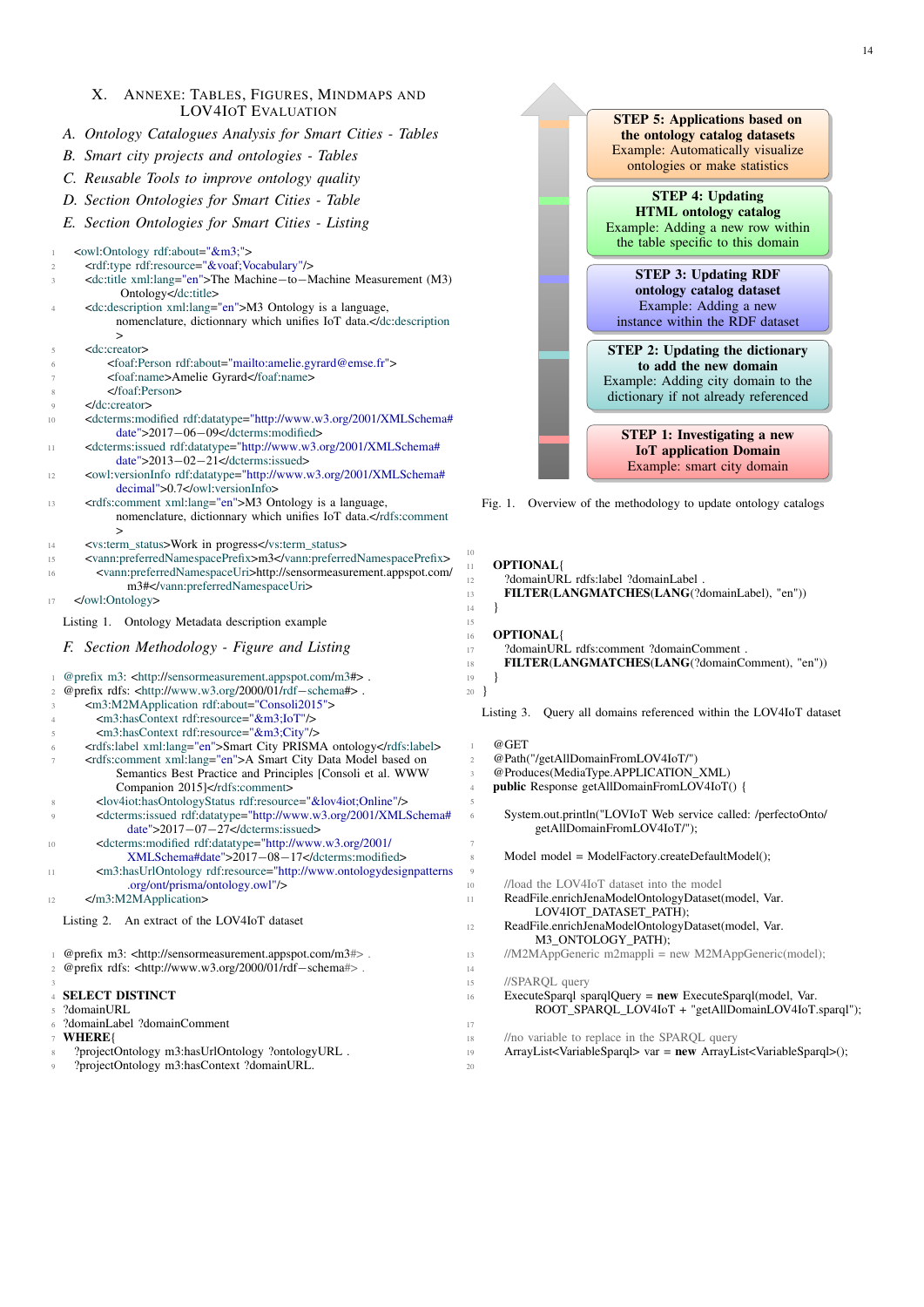## X. Annexe: Tables, Figures, Mindmaps and LOV4IoT Evaluation

### A. Ontology Catalogues Analysis for Smart Cities - Tables

### B. Smart city projects and ontologies - Tables

### C. Reusable Tools to improve ontology quality

### D. Section Ontologies for Smart Cities - Table

### E. Section Ontologies for Smart Cities - Listing

```
<owl:Ontology rdf:about="&m3;">
    <rdf:type rdf:resource="&voaf;Vocabulary"/>
    <dc:title xml:lang="en">The Machine−to−Machine Measurement (M3)
        Ontology</dc:title>
    <dc:description xml:lang="en">M3 Ontology is a language,
        nomenclature, dictionary which unifies IoT data.</dc:description
        >
    <dc:creator>
        <foaf:Person rdf:about="mailto:amelie.gyrard@emse.fr">
        <foaf:name>Amelie Gyrard</foaf:name>
        </foaf:Person>
    </dc:creator>
    <dcterms:modified rdf:datatype="http://www.w3.org/2001/XMLSchema#
        date">2017−06−09</dcterms:modified>
    <dcterms:issued rdf:datatype="http://www.w3.org/2001/XMLSchema#
        date">2013−02−21</dcterms:issued>
    <owl:versionInfo rdf:datatype="http://www.w3.org/2001/XMLSchema#
        decimal">0.7</owl:versionInfo>
    <rdfs:comment xml:lang="en">M3 Ontology is a language,
        nomenclature, dictionary which unifies IoT data.</rdfs:comment
        >
    <vs:term_status>Work in progress</vs:term_status>
    <vann:preferredNamespacePrefix>m3</vann:preferredNamespacePrefix>
        <vann:preferredNamespaceUri>http://sensormeasurement.appspot.com/
            m3#</vann:preferredNamespaceUri>
</owl:Ontology>
```

Listing 1. Ontology Metadata description example

### F. Section Methodology - Figure and Listing

```
@prefix m3: <http://sensormeasurement.appspot.com/m3#> .
@prefix rdfs: <http://www.w3.org/2000/01/rdf−schema#> .
    <m3:M2MApplication rdf:about="Consoli2015">
        <m3:hasContext rdf:resource="&m3;IoT"/>
        <m3:hasContext rdf:resource="&m3;City"/>
    <rdfs:label xml:lang="en">Smart City PRISMA ontology</rdfs:label>
    <rdfs:comment xml:lang="en">A Smart City Data Model based on
        Semantics Best Practice and Principles [Consoli et al. WWW
        Companion 2015]</rdfs:comment>
        <lov4iot:hasOntologyStatus rdf:resource="&lov4iot;Online"/>
        <dcterms:issued rdf:datatype="http://www.w3.org/2001/XMLSchema#
            date">2017−07−27</dcterms:issued>
        <dcterms:modified rdf:datatype="http://www.w3.org/2001/
            XMLSchema#date">2017−08−17</dcterms:modified>
        <m3:hasUrlOntology rdf:resource="http://www.ontologydesignpatterns
            .org/ont/prisma/ontology.owl"/>
    </m3:M2MApplication>
```

Listing 2. An extract of the LOV4IoT dataset

```
@prefix m3: <http://sensormeasurement.appspot.com/m3#> .
@prefix rdfs: <http://www.w3.org/2000/01/rdf−schema#> .

SELECT DISTINCT
?domainURL
?domainLabel ?domainComment
WHERE{
    ?projectOntology m3:hasUrlOntology ?ontologyURL .
    ?projectOntology m3:hasContext ?domainURL.

OPTIONAL{
    ?domainURL rdfs:label ?domainLabel .
    FILTER(LANGMATCHES(LANG(?domainLabel), "en"))
}

OPTIONAL{
    ?domainURL rdfs:comment ?domainComment .
    FILTER(LANGMATCHES(LANG(?domainComment), "en"))
}
}
```

Listing 3. Query all domains referenced within the LOV4IoT dataset

| |
|---|
| **STEP 5: Applications based on the ontology catalog datasets** Example: Automatically visualize ontologies or make statistics |
| **STEP 4: Updating HTML ontology catalog** Example: Adding a new row within the table specific to this domain |
| **STEP 3: Updating RDF ontology catalog dataset** Example: Adding a new instance within the RDF dataset |
| **STEP 2: Updating the dictionary to add the new domain** Example: Adding city domain to the dictionary if not already referenced |
| **STEP 1: Investigating a new IoT application Domain** Example: smart city domain |

Fig. 1. Overview of the methodology to update ontology catalogs

```
@GET
@Path("/getAllDomainFromLOV4IoT/")
@Produces(MediaType.APPLICATION_XML)
public Response getAllDomainFromLOV4IoT() {

    System.out.println("LOVIoT Web service called: /perfectoOnto/
        getAllDomainFromLOV4IoT/");

    Model model = ModelFactory.createDefaultModel();

    //load the LOV4IoT dataset into the model
    ReadFile.enrichJenaModelOntologyDataset(model, Var.
        LOV4IOT_DATASET_PATH);
    ReadFile.enrichJenaModelOntologyDataset(model, Var.
        M3_ONTOLOGY_PATH);
    //M2MAppGeneric m2mappli = new M2MAppGeneric(model);

    //SPARQL query
    ExecuteSparql sparqlQuery = new ExecuteSparql(model, Var.
        ROOT_SPARQL_LOV4IoT + "getAllDomainLOV4IoT.sparql");

    //no variable to replace in the SPARQL query
    ArrayList<VariableSparql> var = new ArrayList<VariableSparql>();

```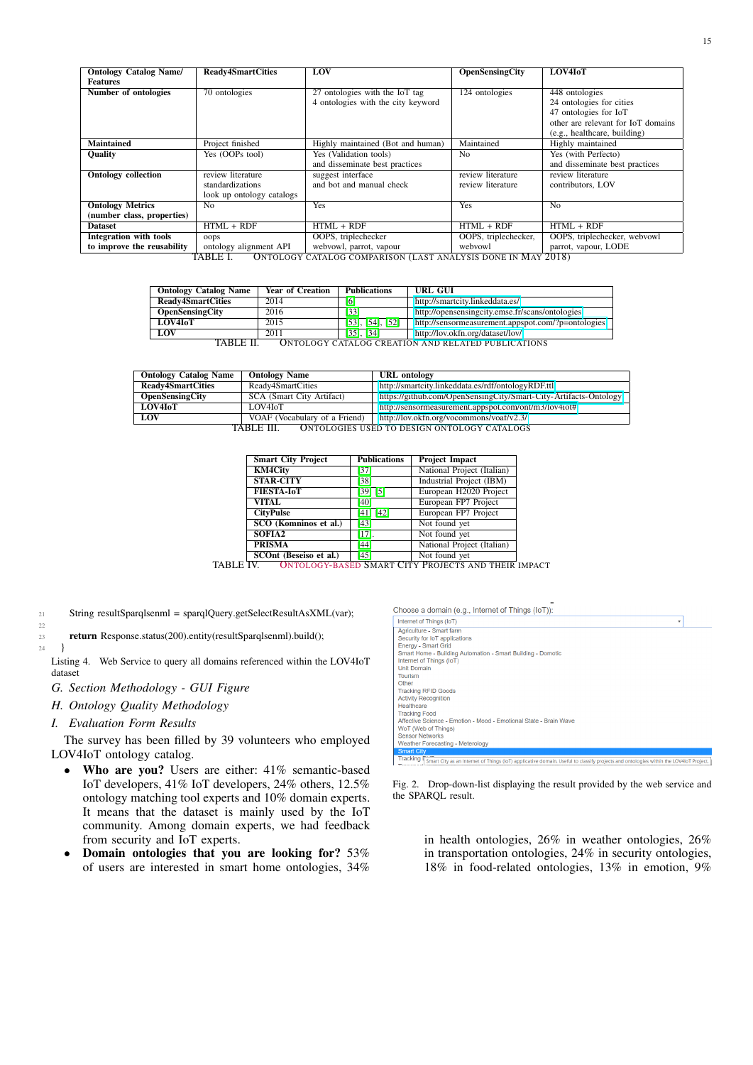| Ontology Catalog Name/ Features | Ready4SmartCities | LOV | OpenSensingCity | LOV4IoT |
|---|---|---|---|---|
| Number of ontologies | 70 ontologies | 27 ontologies with the IoT tag<br>4 ontologies with the city keyword | 124 ontologies | 448 ontologies<br>24 ontologies for cities<br>47 ontologies for IoT<br>other are relevant for IoT domains (e.g., healthcare, building) |
| Maintained | Project finished | Highly maintained (Bot and human) | Maintained | Highly maintained |
| Quality | Yes (OOPs tool) | Yes (Validation tools) and disseminate best practices | No | Yes (with Perfecto) and disseminate best practices |
| Ontology collection | review literature<br>standardizations<br>look up ontology catalogs | suggest interface<br>and bot and manual check | review literature<br>review literature | review literature<br>contributors, LOV |
| Ontology Metrics (number class, properties) | No | Yes | Yes | No |
| Dataset | HTML + RDF | HTML + RDF | HTML + RDF | HTML + RDF |
| Integration with tools to improve the reusability | oops<br>ontology alignment API | OOPS, triplechecker<br>webvowl, parrot, vapour | OOPS, triplechecker,<br>webvowl | OOPS, triplechecker, webvowl<br>parrot, vapour, LODE |

TABLE I. ONTOLOGY CATALOG COMPARISON (LAST ANALYSIS DONE IN MAY 2018)

| Ontology Catalog Name | Year of Creation | Publications | URL GUI |
|---|---|---|---|
| Ready4SmartCities | 2014 | [6] | http://smartcity.linkeddata.es/ |
| OpenSensingCity | 2016 | [33] | http://opensensingcity.emse.fr/scans/ontologies |
| LOV4IoT | 2015 | [53], [54], [52] | http://sensormeasurement.appspot.com/?p=ontologies |
| LOV | 2011 | [35], [34] | http://lov.okfn.org/dataset/lov/ |

TABLE II. ONTOLOGY CATALOG CREATION AND RELATED PUBLICATIONS

| Ontology Catalog Name | Ontology Name | URL ontology |
|---|---|---|
| Ready4SmartCities | Ready4SmartCities | http://smartcity.linkeddata.es/rdf/ontologyRDF.ttl |
| OpenSensingCity | SCA (Smart City Artifact) | https://github.com/OpenSensingCity/Smart-City-Artifacts-Ontology |
| LOV4IoT | LOV4IoT | http://sensormeasurement.appspot.com/ont/m3/lov4iot# |
| LOV | VOAF (Vocabulary of a Friend) | http://lov.okfn.org/vocommons/voaf/v2.3/ |

TABLE III. ONTOLOGIES USED TO DESIGN ONTOLOGY CATALOGS

| Smart City Project | Publications | Project Impact |
|---|---|---|
| KM4City | [37] | National Project (Italian) |
| STAR-CITY | [38] | Industrial Project (IBM) |
| FIESTA-IoT | [39] [5] | European H2020 Project |
| VITAL | [40] | European FP7 Project |
| CityPulse | [41] [42] | European FP7 Project |
| SCO (Komninos et al.) | [43] | Not found yet |
| SOFIA2 | [17] | Not found yet |
| PRISMA | [44] | National Project (Italian) |
| SCOnt (Beseiso et al.) | [45] | Not found yet |

TABLE IV. ONTOLOGY-BASED SMART CITY PROJECTS AND THEIR IMPACT

```
21      String resultSparqlsenml = sparqlQuery.getSelectResultAsXML(var);
22
23      return Response.status(200).entity(resultSparqlsenml).build();
24   }
```

Listing 4. Web Service to query all domains referenced within the LOV4IoT dataset

### G. Section Methodology - GUI Figure

### H. Ontology Quality Methodology

### I. Evaluation Form Results

The survey has been filled by 39 volunteers who employed LOV4IoT ontology catalog.

- **Who are you?** Users are either: 41% semantic-based IoT developers, 41% IoT developers, 24% others, 12.5% ontology matching tool experts and 10% domain experts. It means that the dataset is mainly used by the IoT community. Among domain experts, we had feedback from security and IoT experts.
- **Domain ontologies that you are looking for?** 53% of users are interested in smart home ontologies, 34% in health ontologies, 26% in weather ontologies, 26% in transportation ontologies, 24% in security ontologies, 18% in food-related ontologies, 13% in emotion, 9%

Choose a domain (e.g., Internet of Things (IoT)):

Fig. 2. Drop-down-list displaying the result provided by the web service and the SPARQL result.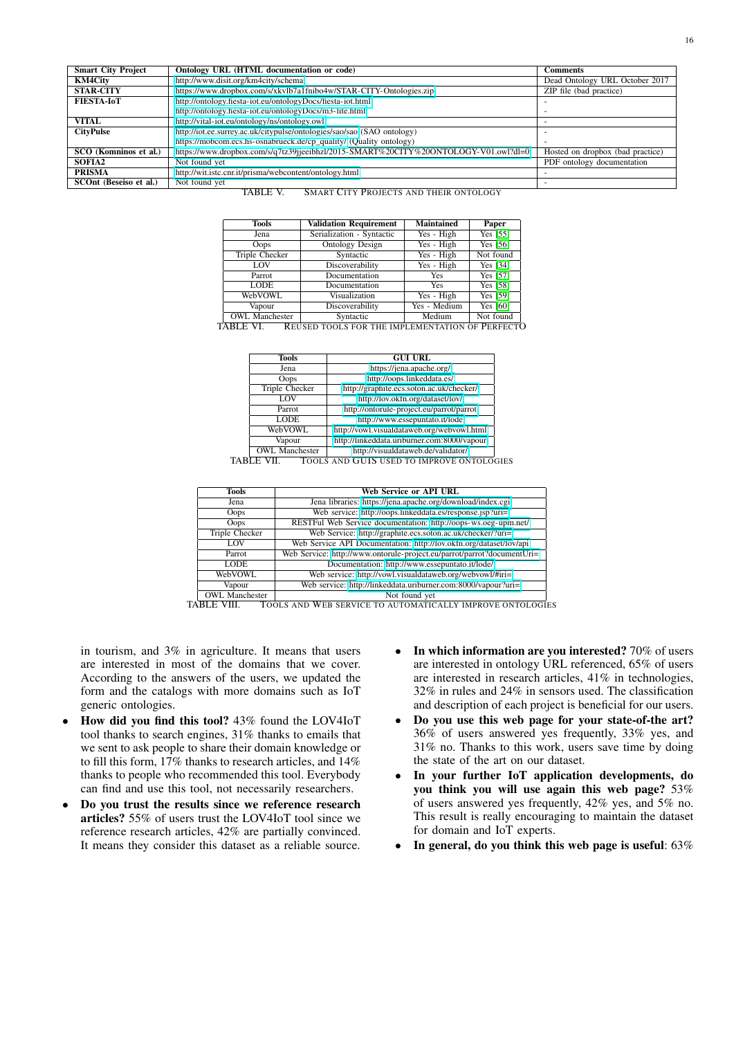| Smart City Project | Ontology URL (HTML documentation or code) | Comments |
|---|---|---|
| KM4City | http://www.disit.org/km4city/schema | Dead Ontology URL October 2017 |
| STAR-CITY | https://www.dropbox.com/s/xkvlb7a1fnibo4w/STAR-CITY-Ontologies.zip | ZIP file (bad practice) |
| FIESTA-IoT | http://ontology.fiesta-iot.eu/ontologyDocs/fiesta-iot.html | - |
| | http://ontology.fiesta-iot.eu/ontologyDocs/m3-lite.html | - |
| VITAL | http://vital-iot.eu/ontology/ns/ontology.owl | - |
| CityPulse | http://iot.ee.surrey.ac.uk/citypulse/ontologies/sao/sao (SAO ontology) | - |
| | https://mobcom.ecs.hs-osnabrueck.de/cp_quality/ (Quality ontology) | - |
| SCO (Komninos et al.) | https://www.dropbox.com/s/q7tz39jjeeibhzl/2015-SMART%20CITY%20ONTOLOGY-V01.owl?dl=0 | Hosted on dropbox (bad practice) |
| SOFIA2 | Not found yet | PDF ontology documentation |
| PRISMA | http://wit.istc.cnr.it/prisma/webcontent/ontology.html | - |
| SCOnt (Beseiso et al.) | Not found yet | - |

TABLE V. SMART CITY PROJECTS AND THEIR ONTOLOGY

| Tools | Validation Requirement | Maintained | Paper |
|---|---|---|---|
| Jena | Serialization - Syntactic | Yes - High | Yes [55] |
| Oops | Ontology Design | Yes - High | Yes [56] |
| Triple Checker | Syntactic | Yes - High | Not found |
| LOV | Discoverability | Yes - High | Yes [34] |
| Parrot | Documentation | Yes | Yes [57] |
| LODE | Documentation | Yes | Yes [58] |
| WebVOWL | Visualization | Yes - High | Yes [59] |
| Vapour | Discoverability | Yes - Medium | Yes [60] |
| OWL Manchester | Syntactic | Medium | Not found |

TABLE VI. REUSED TOOLS FOR THE IMPLEMENTATION OF PERFECTO

| Tools | GUI URL |
|---|---|
| Jena | https://jena.apache.org/ |
| Oops | http://oops.linkeddata.es/ |
| Triple Checker | http://graphite.ecs.soton.ac.uk/checker/ |
| LOV | http://lov.okfn.org/dataset/lov/ |
| Parrot | http://ontorule-project.eu/parrot/parrot |
| LODE | http://www.essepuntato.it/lode |
| WebVOWL | http://vowl.visualdataweb.org/webvowl.html |
| Vapour | http://linkeddata.uriburner.com:8000/vapour |
| OWL Manchester | http://visualdataweb.de/validator/ |

TABLE VII. TOOLS AND GUIS USED TO IMPROVE ONTOLOGIES

| Tools | Web Service or API URL |
|---|---|
| Jena | Jena libraries: https://jena.apache.org/download/index.cgi |
| Oops | Web service: http://oops.linkeddata.es/response.jsp?uri= |
| Oops | RESTFul Web Service documentation: http://oops-ws.oeg-upm.net/ |
| Triple Checker | Web Service: http://graphite.ecs.soton.ac.uk/checker/?uri= |
| LOV | Web Service API Documentation: http://lov.okfn.org/dataset/lov/api |
| Parrot | Web Service: http://www.ontorule-project.eu/parrot/parrot?documentUri= |
| LODE | Documentation: http://www.essepuntato.it/lode/ |
| WebVOWL | Web service: http://vowl.visualdataweb.org/webvowl/#iri= |
| Vapour | Web service: http://linkeddata.uriburner.com:8000/vapour?uri= |
| OWL Manchester | Not found yet |

TABLE VIII. TOOLS AND WEB SERVICE TO AUTOMATICALLY IMPROVE ONTOLOGIES

in tourism, and 3% in agriculture. It means that users are interested in most of the domains that we cover. According to the answers of the users, we updated the form and the catalogs with more domains such as IoT generic ontologies.

- **How did you find this tool?** 43% found the LOV4IoT tool thanks to search engines, 31% thanks to emails that we sent to ask people to share their domain knowledge or to fill this form, 17% thanks to research articles, and 14% thanks to people who recommended this tool. Everybody can find and use this tool, not necessarily researchers.
- **Do you trust the results since we reference research articles?** 55% of users trust the LOV4IoT tool since we reference research articles, 42% are partially convinced. It means they consider this dataset as a reliable source.
- **In which information are you interested?** 70% of users are interested in ontology URL referenced, 65% of users are interested in research articles, 41% in technologies, 32% in rules and 24% in sensors used. The classification and description of each project is beneficial for our users.
- **Do you use this web page for your state-of-the art?** 36% of users answered yes frequently, 33% yes, and 31% no. Thanks to this work, users save time by doing the state of the art on our dataset.
- **In your further IoT application developments, do you think you will use again this web page?** 53% of users answered yes frequently, 42% yes, and 5% no. This result is really encouraging to maintain the dataset for domain and IoT experts.
- **In general, do you think this web page is useful**: 63%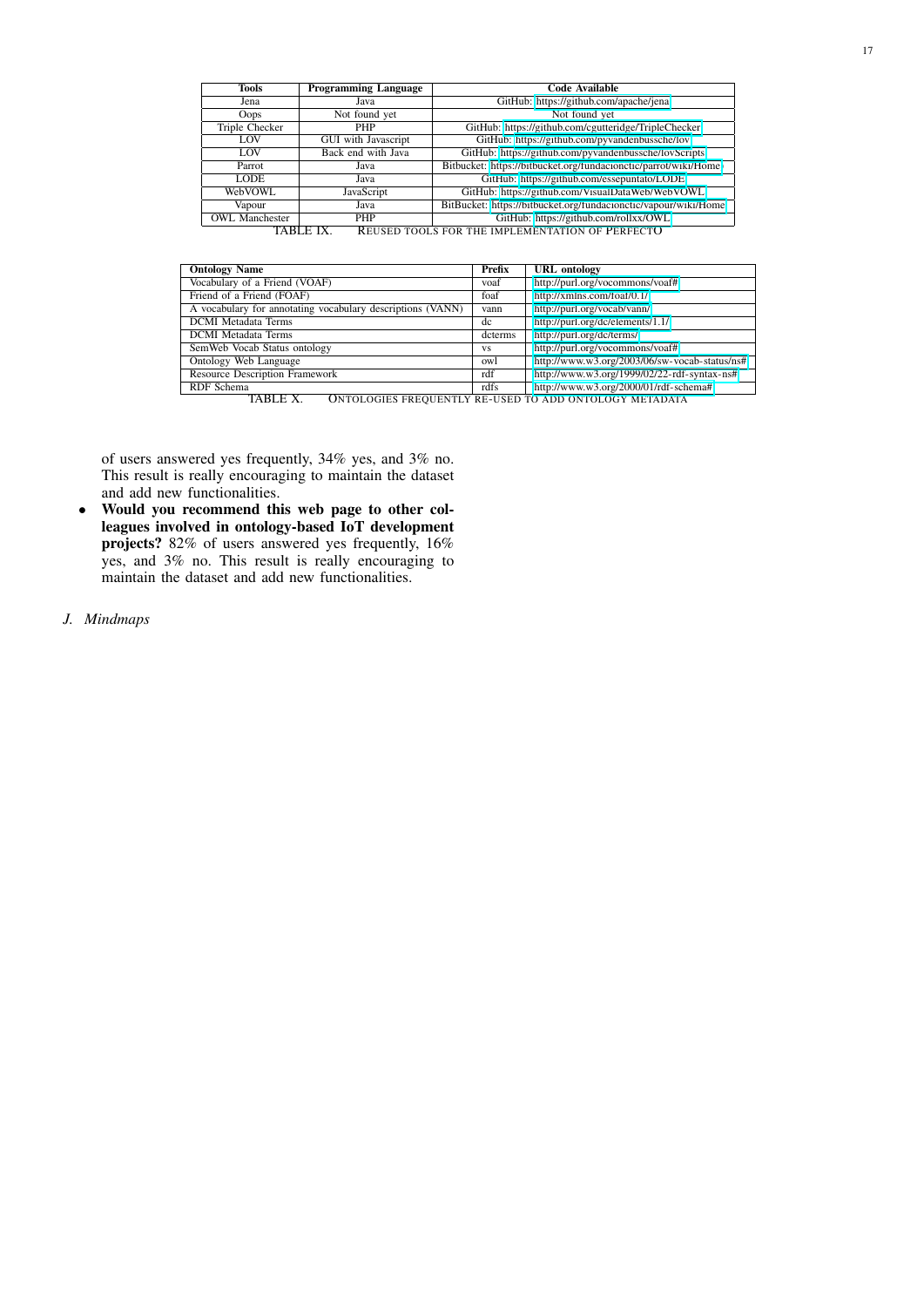| Tools | Programming Language | Code Available |
|---|---|---|
| Jena | Java | GitHub: https://github.com/apache/jena |
| Oops | Not found yet | Not found yet |
| Triple Checker | PHP | GitHub: https://github.com/cgutteridge/TripleChecker |
| LOV | GUI with Javascript | GitHub: https://github.com/pyvandenbussche/lov |
| LOV | Back end with Java | GitHub: https://github.com/pyvandenbussche/lovScripts |
| Parrot | Java | Bitbucket: https://bitbucket.org/fundacionctic/parrot/wiki/Home |
| LODE | Java | GitHub: https://github.com/essepuntato/LODE |
| WebVOWL | JavaScript | GitHub: https://github.com/VisualDataWeb/WebVOWL |
| Vapour | Java | BitBucket: https://bitbucket.org/fundacionctic/vapour/wiki/Home |
| OWL Manchester | PHP | GitHub: https://github.com/rollxx/OWL |

TABLE IX. REUSED TOOLS FOR THE IMPLEMENTATION OF PERFECTO

| Ontology Name | Prefix | URL ontology |
|---|---|---|
| Vocabulary of a Friend (VOAF) | voaf | http://purl.org/vocommons/voaf# |
| Friend of a Friend (FOAF) | foaf | http://xmlns.com/foaf/0.1/ |
| A vocabulary for annotating vocabulary descriptions (VANN) | vann | http://purl.org/vocab/vann/ |
| DCMI Metadata Terms | dc | http://purl.org/dc/elements/1.1/ |
| DCMI Metadata Terms | dcterms | http://purl.org/dc/terms/ |
| SemWeb Vocab Status ontology | vs | http://purl.org/vocommons/voaf# |
| Ontology Web Language | owl | http://www.w3.org/2003/06/sw-vocab-status/ns# |
| Resource Description Framework | rdf | http://www.w3.org/1999/02/22-rdf-syntax-ns# |
| RDF Schema | rdfs | http://www.w3.org/2000/01/rdf-schema# |

TABLE X. ONTOLOGIES FREQUENTLY RE-USED TO ADD ONTOLOGY METADATA

of users answered yes frequently, 34% yes, and 3% no. This result is really encouraging to maintain the dataset and add new functionalities.

- **Would you recommend this web page to other colleagues involved in ontology-based IoT development projects?** 82% of users answered yes frequently, 16% yes, and 3% no. This result is really encouraging to maintain the dataset and add new functionalities.

### *J. Mindmaps*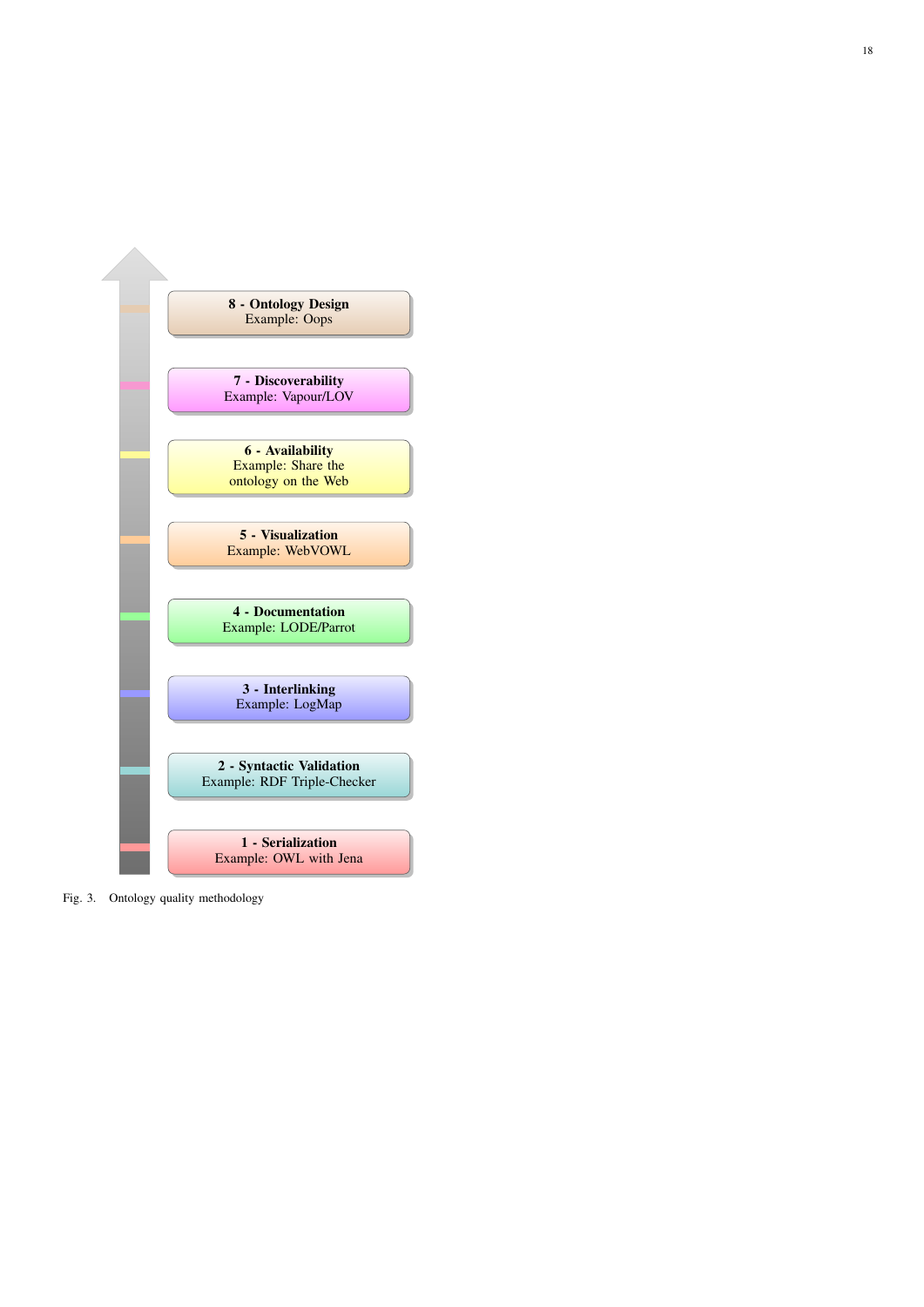**8 - Ontology Design**
Example: Oops

**7 - Discoverability**
Example: Vapour/LOV

**6 - Availability**
Example: Share the ontology on the Web

**5 - Visualization**
Example: WebVOWL

**4 - Documentation**
Example: LODE/Parrot

**3 - Interlinking**
Example: LogMap

**2 - Syntactic Validation**
Example: RDF Triple-Checker

**1 - Serialization**
Example: OWL with Jena

Fig. 3. Ontology quality methodology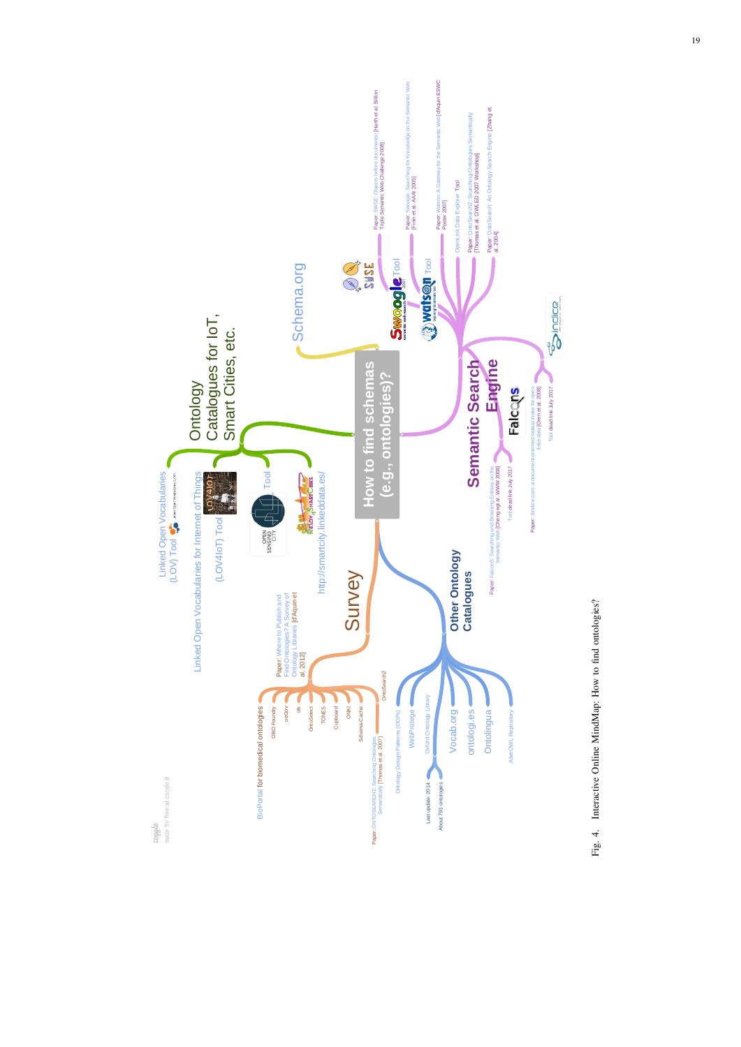Fig. 4. Interactive Online MindMap: How to find ontologies?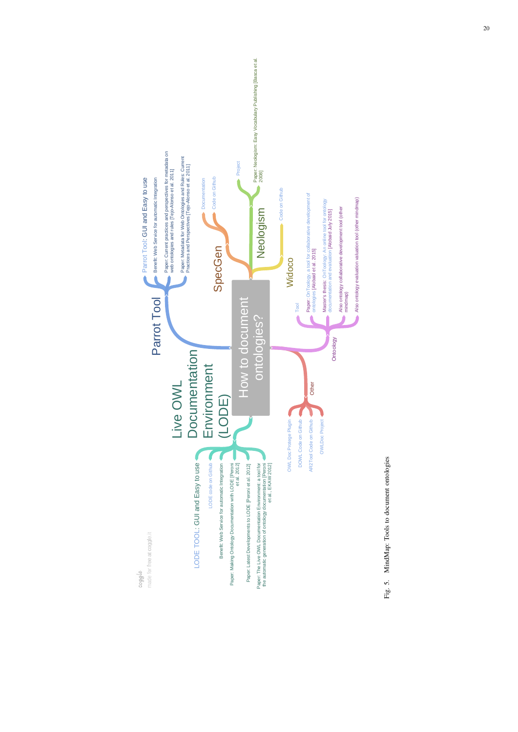- **How to document ontologies?**
  - **Parrot Tool**
    - Parrot Tool: GUI and Easy to use
    - Benefit: Web Service for automatic Integration
    - Paper: Current practices and perspectives for metadata on web ontologies and rules [Tejo-Alonso et al. 2011]
    - Paper: Metadata for Web Ontologies and Rules: Current Practices and Perspectives [Tejo-Alonso et al. 2011]
  - **SpecGen**
    - Documentation
    - Code on Github
  - **Neologism**
    - Project
    - Paper: Neologism: Easy Vocabulary Publishing [Basca et al. 2008]
  - **Widoco**
    - Code on Github
  - **Ontoology**
    - Tool
    - Paper: OnToology, a tool for collaborative development of ontologies [Alobaid et al. 2015]
    - Master's thesis: OnToology: An online tool for ontology documentation and evaluation [Alobaid July 2015]
    - Also ontology collaborative development tool (other mindmap)
    - Also ontology evaluation valuation tool (other mindmap)
  - **Other**
    - OWL Doc Protege Plugin
    - DOWL Code on Github
    - AR2Tool Code on Github
    - OWLDoc Project
  - **Live OWL Documentation Environment (LODE)**
    - LODE TOOL: GUI and Easy to use
    - LODE code on Github
    - Benefit: Web Service for automatic Integration
    - Paper: Making Ontology Documentation with LODE [Peroni et al. 2012]
    - Paper: Latest Developments to LODE [Peroni et al. 2012]
    - Paper: The Live OWL Documentation Environment: a tool for the automatic generation of ontology documentation [Peroni et al., EKAW 2012]

coggle made for free at coggle.it

Fig. 5. MindMap: Tools to document ontologies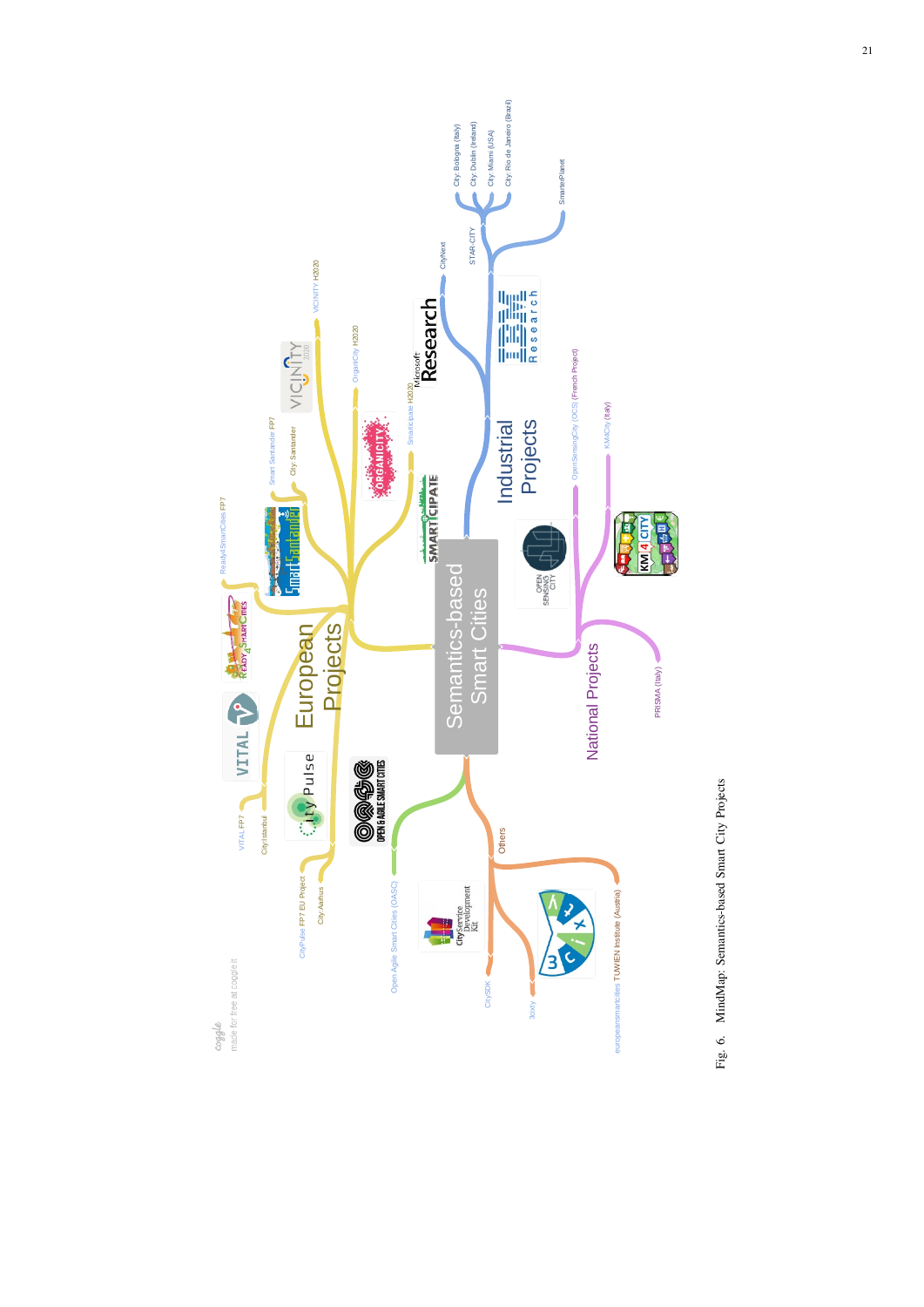Fig. 6. MindMap: Semantics-based Smart City Projects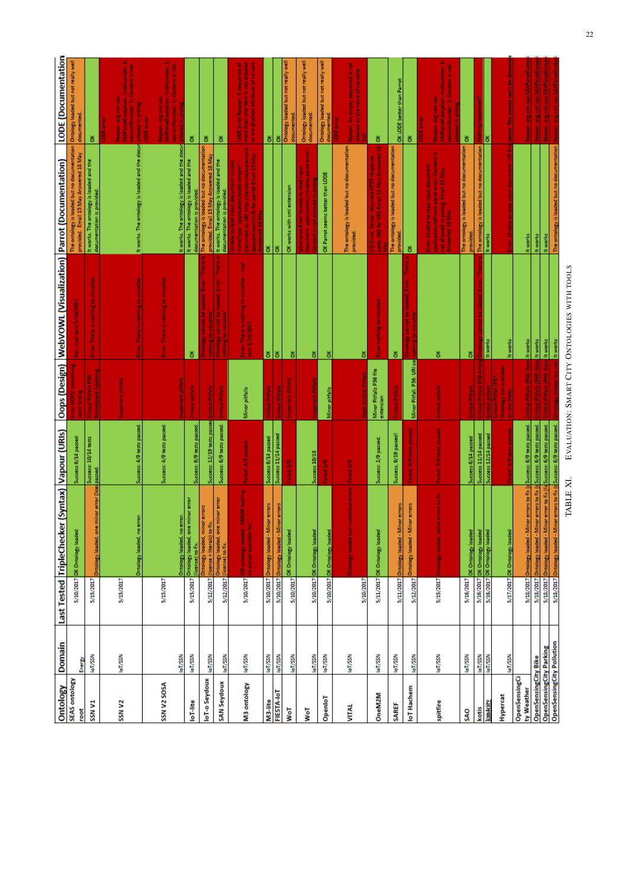| Ontology | Domain | Last Tested | TripleChecker (Syntax) | Vapour (URIs) | Oops (Design) | WebVOWL (Visualization) | Parrot (Documentation) | LODE (Documentation) |
|---|---|---|---|---|---|---|---|---|
| SEAS ontology root | Energy | 5/10/2017 | OK Ontology loaded | Success 6/14 passed | Error OOPS! something went wrong | No - mail sent 5/10/2017 | The ontology is loaded but no documentation provided. Email 15 May Answered 18 May | Ontology loaded but not really well documented. |
| SSN V1 | IoT/SSN | 5/15/2017 | Ontology loaded, one minor error (license) passed. | Success: 10/14 tests passed. | Critical Pitfalls P40 Namespace hijacking | Error: There is nothing to visualize. | It works. The ontology is loaded and the documentation is provided. | OK |
| SSN V2 | IoT/SSN | 5/15/2017 | Ontology loaded, no error. | Success: 4/9 tests passed. | Important pitfalls | Error: There is nothing to visualize. | It works. The ontology is loaded and the documentation is provided. | LODE error Reason: org.xml.sax.SAXParseException; lineNumber: 1; columnNumber: 1; Content is not allowed in prolog. |
| SSN V2 SOSA | IoT/SSN | 5/15/2017 | Ontology loaded, no error. | Success: 4/9 tests passed. | Important pitfalls | Error: There is nothing to visualize. | It works. The ontology is loaded and the documentation is provided. | LODE error Reason: org.xml.sax.SAXParseException; lineNumber: 1; columnNumber: 1; Content is not allowed in prolog. |
| IoT-lite | IoT/SSN | 5/15/2017 | Ontology loaded, one minor error (license) to fix. | Success: 6/9 tests passed. | Critical pitfalls | OK | It works. The ontology is loaded and the documentation is provided. | OK |
| IoT-o Seydoux | IoT/SSN | 5/12/2017 | Ontology loaded, minor errors (license + literals) to fix. | Success: 12/19 tests passed. | Critical Pitfalls | Ontology cannot be loaded. Error: "There is nothing to visualize" | The ontology is loaded but no documentation provided. Email 15 May Answered 18 May | OK |
| SAN Seydoux | IoT/SSN | 5/12/2017 | Ontology loaded, one minor error (license) to fix. | Success: 6/9 tests passed. | Critical Pitfalls | Ontology cannot be loaded. Error: "There is nothing to visualize" | It works. The ontology is loaded and the documentation is provided. | OK |
| M3 ontology | IoT/SSN | 5/10/2017 | NO ontology loaded - ERROR loading. No parser available for ... | Failed 5/9 passed | Minor pitfalls | Error: There is nothing to visualize. - mail sent 5/10/2017 | Unable to read input document: Invalid application/rdf+xml stream (returned by URI http://sensormeasurement.appspot.com/m3) for parrot Email 15 May Answered 18 May | LODE error Reason: A sequence of more than one item is not allowed as the @select attribute of xsl:sort |
| M3-lite | IoT/SSN | 5/10/2017 | Ontology loaded - Minor errors | Success 6/14 passed | Critical Pitfalls | OK | OK | OK |
| FIESTA-IoT | IoT/SSN | 5/10/2017 | Ontology loaded - Minor errors | Success 11/14 passed | Critical Pitfalls | OK | OK | OK |
| WoT | IoT/SSN | 5/10/2017 | OK Ontology loaded | Failed 5/9 | Important Pitfalls | OK | OK works with xml extension | Ontology loaded but not really well documented. |
| WoT | IoT/SSN | 5/10/2017 | OK Ontology loaded | Success 10/18 | Important Pitfalls | OK | otherwise Error: Unable to read input document: application/rdf+xml parse error: Content is not allowed in prolog. | Ontology loaded but not really well documented. |
| OpenIoT | IoT/SSN | 5/10/2017 | OK Ontology loaded | Failed 5/9 | Minor pitfalls | OK | OK Parrot seems better than LODE | Ontology loaded but not really well documented. |
| VITAL | IoT/SSN | 5/10/2017 | Ontology loaded but numerous errors | Failed 5/9 | Zero Critical Pitfalls | OK | The ontology is loaded but no documentation provided | LODE error Reason: An empty sequence is not allowed as the value of variable '$iri' |
| OneM2M | IoT/SSN | 5/11/2017 | OK Ontology loaded | Success: 2/9 passed. | Minor Pitfalls P36 file extension | Error nothing to visualize | I/O Error: Server returned HTTP response code: 403 for URL Email 15 May Answered 18 May. | OK |
| SAREF | IoT/SSN | 5/11/2017 | Ontology loaded - Minor errors | Success, 9/19 passed! | Critical Pitfalls | OK | The ontology is loaded but no documentation provided. | OK LODE better than Parrot |
| IoT Hachem | IoT/SSN | 5/12/2017 | Ontology loaded - Minor errors | Failed, 3/9 tests passed. | Minor Pitfall, P36, URI co... | Ontology cannot be loaded. Error: "There is nothing to visualize" | OK | OK |
| spitfire | IoT/SSN | 5/15/2017 | Ontology loaded, some errors to fix. | Failed. 3/9 tests passed. | Critical pitfalls | OK | Error: Unable to read input document: application/rdf+xml parse error: Content is not allowed in prolog. Email 15 May Answered 18 May | LODE error Reason: org.xml.sax.SAXParseException; lineNumber: 1; columnNumber: 1; Content is not allowed in prolog. |
| SAO | IoT/SSN | 5/16/2017 | OK Ontology loaded | Success 6/14 passed | Critical Pitfalls | OK | The ontology is loaded but no documentation provided. | OK |
| kotis | IoT/SSN | 5/16/2017 | OK Ontology loaded | Success 11/14 passed | Critical Pitfalls P39 Ambig... | Ontology cannot be loaded. Error: "There is... | The ontology is loaded but no documentation... | Nothing happened? |
| km4city | IoT/SSN | 5/16/2017 | OK Ontology loaded | Success 12/14 passed | Critical pitfalls | It works | It works | OK |
| Hypercat | IoT/SSN | 5/17/2017 | OK Ontology loaded | Failed. 5/9 tests passed. | Critical Pitfall (P37 Ontology not available on the Web) | It works | Error: Unable to read input document: I/O Err... | Reason: The source can't be downloa... |
| OpenSensingCity Weather | | 5/18/2017 | Ontology loaded - Minor errors to fix (c... | Success: 6/9 tests passed. | Critical Pitfalls (P40 Nam... | It works | It works | Reason: org.xml.sax.SAXParseExcep... |
| OpenSensingCity Bike | | 5/18/2017 | Ontology loaded - Minor errors to fix (c... | Success: 6/9 tests passed. | Critical Pitfalls (P40 Nam... | It works | It works | Reason: org.xml.sax.SAXParseExcep... |
| OpenSensingCity Parking | | 5/18/2017 | Ontology loaded - Minor errors to fix (c... | Success: 6/9 tests passed. | Critical Pitfalls (P40 Nam... | It works | It works | Reason: org.xml.sax.SAXParseExcep... |
| OpenSensingCity Pollution | | 5/18/2017 | Ontology loaded - Minor errors to fix (c... | Success: 6/9 tests passed. | Ontology loaded but no... | It works | The ontology is loaded but no documentation... | Reason: org.xml.sax.SAXParseExcep... |

TABLE XI. EVALUATION: SMART CITY ONTOLOGIES WITH TOOLS